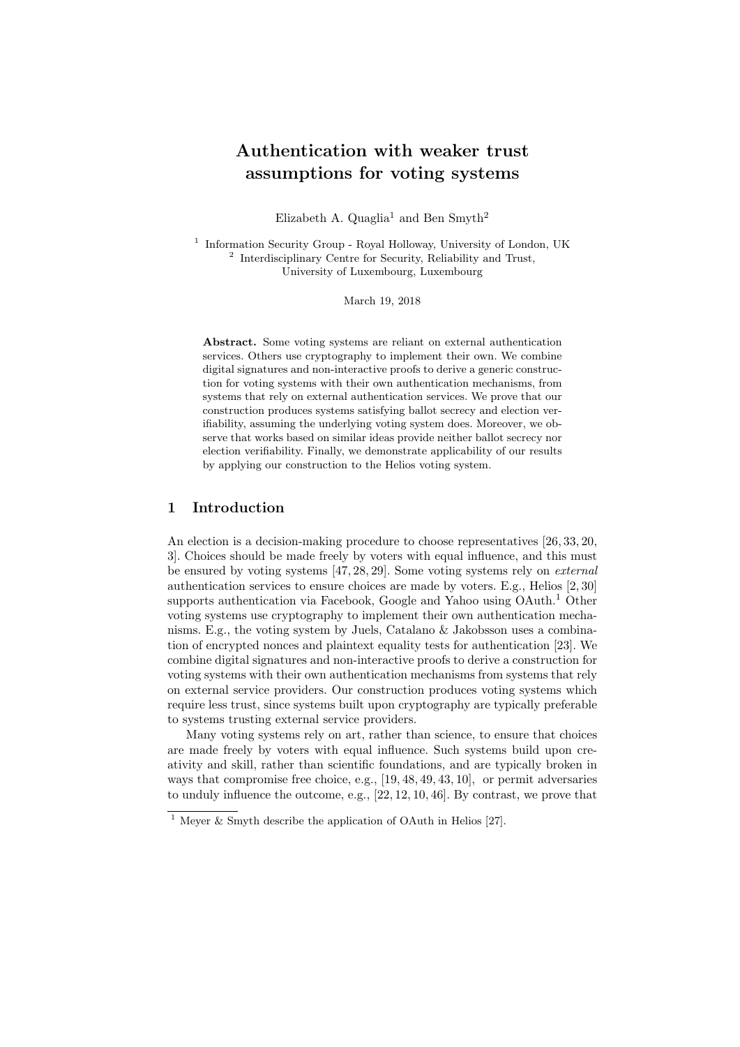# Authentication with weaker trust assumptions for voting systems

Elizabeth A. Quaglia[1] and Ben Smyth[2]

[1] Information Security Group - Royal Holloway, University of London, UK
[2] Interdisciplinary Centre for Security, Reliability and Trust, University of Luxembourg, Luxembourg

March 19, 2018

**Abstract.** Some voting systems are reliant on external authentication services. Others use cryptography to implement their own. We combine digital signatures and non-interactive proofs to derive a generic construction for voting systems with their own authentication mechanisms, from systems that rely on external authentication services. We prove that our construction produces systems satisfying ballot secrecy and election verifiability, assuming the underlying voting system does. Moreover, we observe that works based on similar ideas provide neither ballot secrecy nor election verifiability. Finally, we demonstrate applicability of our results by applying our construction to the Helios voting system.

## 1 Introduction

An election is a decision-making procedure to choose representatives [26, 33, 20, 3]. Choices should be made freely by voters with equal influence, and this must be ensured by voting systems [47, 28, 29]. Some voting systems rely on *external* authentication services to ensure choices are made by voters. E.g., Helios [2, 30] supports authentication via Facebook, Google and Yahoo using OAuth.[1] Other voting systems use cryptography to implement their own authentication mechanisms. E.g., the voting system by Juels, Catalano & Jakobsson uses a combination of encrypted nonces and plaintext equality tests for authentication [23]. We combine digital signatures and non-interactive proofs to derive a construction for voting systems with their own authentication mechanisms from systems that rely on external service providers. Our construction produces voting systems which require less trust, since systems built upon cryptography are typically preferable to systems trusting external service providers.

Many voting systems rely on art, rather than science, to ensure that choices are made freely by voters with equal influence. Such systems build upon creativity and skill, rather than scientific foundations, and are typically broken in ways that compromise free choice, e.g., [19, 48, 49, 43, 10], or permit adversaries to unduly influence the outcome, e.g., [22, 12, 10, 46]. By contrast, we prove that

[1] Meyer & Smyth describe the application of OAuth in Helios [27].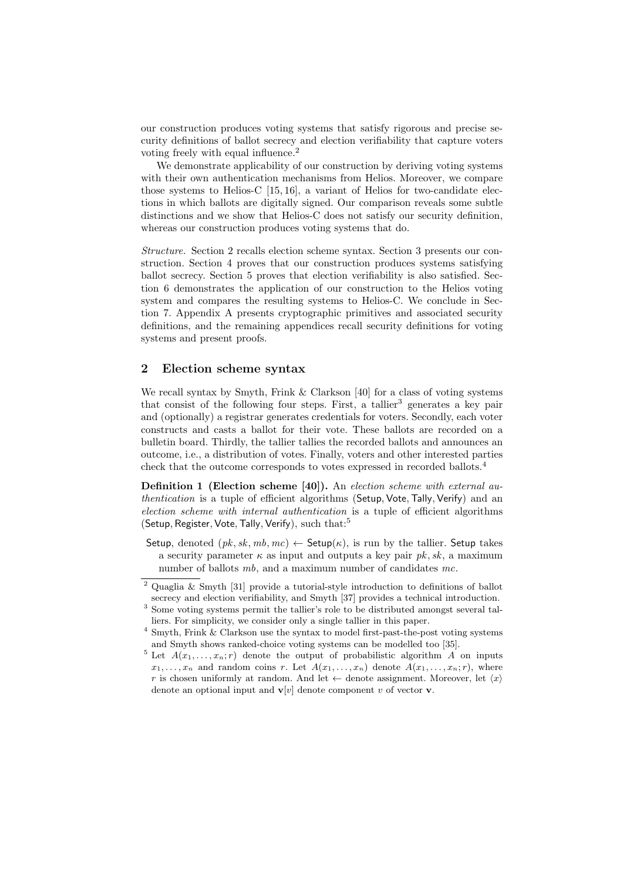our construction produces voting systems that satisfy rigorous and precise security definitions of ballot secrecy and election verifiability that capture voters voting freely with equal influence.[2]

We demonstrate applicability of our construction by deriving voting systems with their own authentication mechanisms from Helios. Moreover, we compare those systems to Helios-C [15, 16], a variant of Helios for two-candidate elections in which ballots are digitally signed. Our comparison reveals some subtle distinctions and we show that Helios-C does not satisfy our security definition, whereas our construction produces voting systems that do.

*Structure.* Section 2 recalls election scheme syntax. Section 3 presents our construction. Section 4 proves that our construction produces systems satisfying ballot secrecy. Section 5 proves that election verifiability is also satisfied. Section 6 demonstrates the application of our construction to the Helios voting system and compares the resulting systems to Helios-C. We conclude in Section 7. Appendix A presents cryptographic primitives and associated security definitions, and the remaining appendices recall security definitions for voting systems and present proofs.

## 2 Election scheme syntax

We recall syntax by Smyth, Frink & Clarkson [40] for a class of voting systems that consist of the following four steps. First, a tallier[3] generates a key pair and (optionally) a registrar generates credentials for voters. Secondly, each voter constructs and casts a ballot for their vote. These ballots are recorded on a bulletin board. Thirdly, the tallier tallies the recorded ballots and announces an outcome, i.e., a distribution of votes. Finally, voters and other interested parties check that the outcome corresponds to votes expressed in recorded ballots.[4]

**Definition 1 (Election scheme [40]).** An *election scheme with external authentication* is a tuple of efficient algorithms $(\mathsf{Setup}, \mathsf{Vote}, \mathsf{Tally}, \mathsf{Verify})$ and an *election scheme with internal authentication* is a tuple of efficient algorithms $(\mathsf{Setup}, \mathsf{Register}, \mathsf{Vote}, \mathsf{Tally}, \mathsf{Verify})$, such that:[5]

$\mathsf{Setup}$, denoted $(pk, sk, mb, mc) \leftarrow \mathsf{Setup}(\kappa)$, is run by the tallier. $\mathsf{Setup}$ takes a security parameter $\kappa$ as input and outputs a key pair $pk, sk$, a maximum number of ballots $mb$, and a maximum number of candidates $mc$.

---

[2] Quaglia & Smyth [31] provide a tutorial-style introduction to definitions of ballot secrecy and election verifiability, and Smyth [37] provides a technical introduction.

[3] Some voting systems permit the tallier's role to be distributed amongst several talliers. For simplicity, we consider only a single tallier in this paper.

[4] Smyth, Frink & Clarkson use the syntax to model first-past-the-post voting systems and Smyth shows ranked-choice voting systems can be modelled too [35].

[5] Let $A(x_1, \dots, x_n; r)$ denote the output of probabilistic algorithm $A$ on inputs $x_1, \dots, x_n$ and random coins $r$. Let $A(x_1, \dots, x_n)$ denote $A(x_1, \dots, x_n; r)$, where $r$ is chosen uniformly at random. And let $\leftarrow$ denote assignment. Moreover, let $\langle x \rangle$ denote an optional input and $\mathbf{v}[v]$ denote component $v$ of vector $\mathbf{v}$.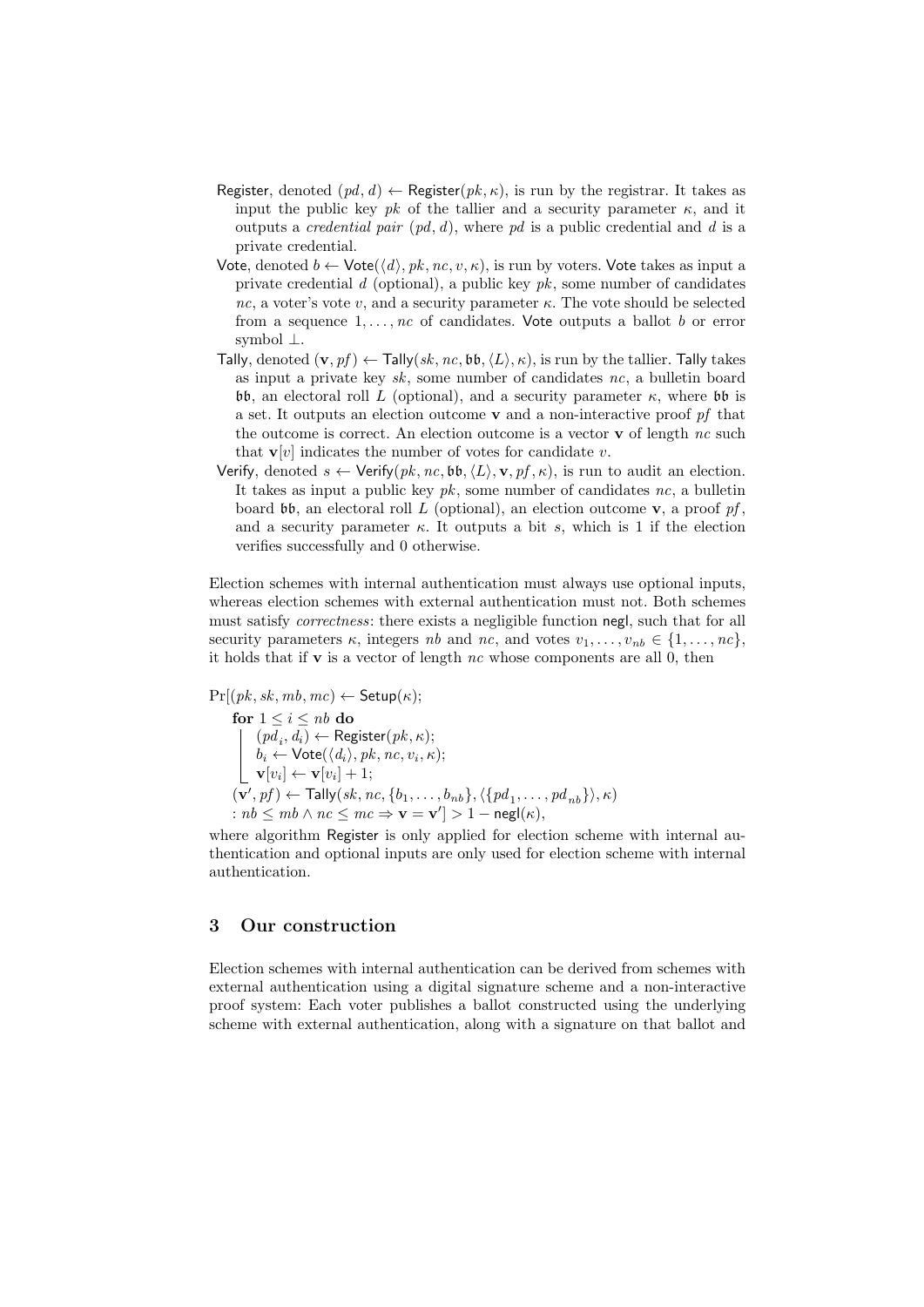- Register, denoted $(pd, d) \leftarrow \mathsf{Register}(pk, \kappa)$, is run by the registrar. It takes as input the public key $pk$ of the tallier and a security parameter $\kappa$, and it outputs a *credential pair* $(pd, d)$, where $pd$ is a public credential and $d$ is a private credential.
- Vote, denoted $b \leftarrow \mathsf{Vote}(\langle d \rangle, pk, nc, v, \kappa)$, is run by voters. Vote takes as input a private credential $d$ (optional), a public key $pk$, some number of candidates $nc$, a voter's vote $v$, and a security parameter $\kappa$. The vote should be selected from a sequence $1, \dots, nc$ of candidates. Vote outputs a ballot $b$ or error symbol $\perp$.
- Tally, denoted $(\mathbf{v}, pf) \leftarrow \mathsf{Tally}(sk, nc, \mathfrak{bb}, \langle L \rangle, \kappa)$, is run by the tallier. Tally takes as input a private key $sk$, some number of candidates $nc$, a bulletin board $\mathfrak{bb}$, an electoral roll $L$ (optional), and a security parameter $\kappa$, where $\mathfrak{bb}$ is a set. It outputs an election outcome $\mathbf{v}$ and a non-interactive proof $pf$ that the outcome is correct. An election outcome is a vector $\mathbf{v}$ of length $nc$ such that $\mathbf{v}[v]$ indicates the number of votes for candidate $v$.
- Verify, denoted $s \leftarrow \mathsf{Verify}(pk, nc, \mathfrak{bb}, \langle L \rangle, \mathbf{v}, pf, \kappa)$, is run to audit an election. It takes as input a public key $pk$, some number of candidates $nc$, a bulletin board $\mathfrak{bb}$, an electoral roll $L$ (optional), an election outcome $\mathbf{v}$, a proof $pf$, and a security parameter $\kappa$. It outputs a bit $s$, which is 1 if the election verifies successfully and 0 otherwise.

Election schemes with internal authentication must always use optional inputs, whereas election schemes with external authentication must not. Both schemes must satisfy *correctness*: there exists a negligible function $\mathsf{negl}$, such that for all security parameters $\kappa$, integers $nb$ and $nc$, and votes $v_1, \dots, v_{nb} \in \{1, \dots, nc\}$, it holds that if $\mathbf{v}$ is a vector of length $nc$ whose components are all 0, then

$$
\begin{aligned}
&\Pr[(pk, sk, mb, mc) \leftarrow \mathsf{Setup}(\kappa);\\
&\quad \textbf{for } 1 \le i \le nb \textbf{ do}\\
&\quad\quad (pd_i, d_i) \leftarrow \mathsf{Register}(pk, \kappa);\\
&\quad\quad b_i \leftarrow \mathsf{Vote}(\langle d_i \rangle, pk, nc, v_i, \kappa);\\
&\quad\quad \mathbf{v}[v_i] \leftarrow \mathbf{v}[v_i] + 1;\\
&\quad (\mathbf{v}', pf) \leftarrow \mathsf{Tally}(sk, nc, \{b_1, \dots, b_{nb}\}, \langle \{pd_1, \dots, pd_{nb}\} \rangle, \kappa)\\
&\quad : nb \le mb \wedge nc \le mc \Rightarrow \mathbf{v} = \mathbf{v}'] > 1 - \mathsf{negl}(\kappa),
\end{aligned}
$$

where algorithm Register is only applied for election scheme with internal authentication and optional inputs are only used for election scheme with internal authentication.

## 3 Our construction

Election schemes with internal authentication can be derived from schemes with external authentication using a digital signature scheme and a non-interactive proof system: Each voter publishes a ballot constructed using the underlying scheme with external authentication, along with a signature on that ballot and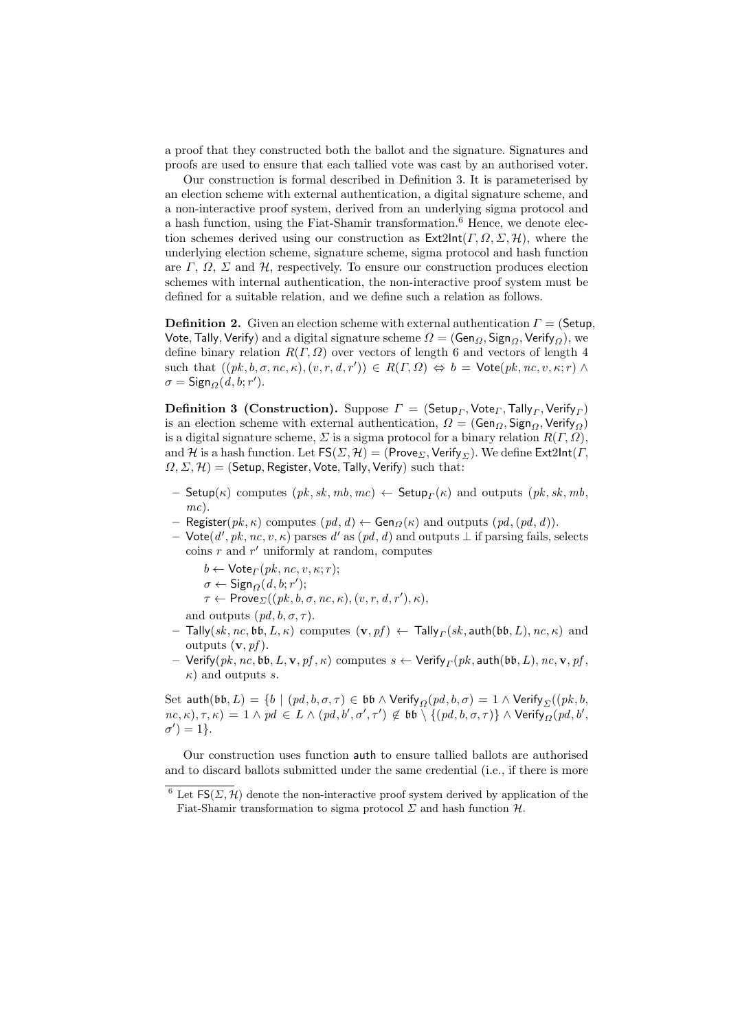a proof that they constructed both the ballot and the signature. Signatures and proofs are used to ensure that each tallied vote was cast by an authorised voter.

Our construction is formal described in Definition 3. It is parameterised by an election scheme with external authentication, a digital signature scheme, and a non-interactive proof system, derived from an underlying sigma protocol and a hash function, using the Fiat-Shamir transformation.[6] Hence, we denote election schemes derived using our construction as $\mathsf{Ext2Int}(\Gamma, \Omega, \Sigma, \mathcal{H})$, where the underlying election scheme, signature scheme, sigma protocol and hash function are $\Gamma$, $\Omega$, $\Sigma$ and $\mathcal{H}$, respectively. To ensure our construction produces election schemes with internal authentication, the non-interactive proof system must be defined for a suitable relation, and we define such a relation as follows.

**Definition 2.** Given an election scheme with external authentication $\Gamma = (\mathsf{Setup}, \mathsf{Vote}, \mathsf{Tally}, \mathsf{Verify})$ and a digital signature scheme $\Omega = (\mathsf{Gen}_\Omega, \mathsf{Sign}_\Omega, \mathsf{Verify}_\Omega)$, we define binary relation $R(\Gamma, \Omega)$ over vectors of length 6 and vectors of length 4 such that $((pk, b, \sigma, nc, \kappa), (v, r, d, r')) \in R(\Gamma, \Omega) \Leftrightarrow b = \mathsf{Vote}(pk, nc, v, \kappa; r) \wedge \sigma = \mathsf{Sign}_\Omega(d, b; r')$.

**Definition 3 (Construction).** Suppose $\Gamma = (\mathsf{Setup}_\Gamma, \mathsf{Vote}_\Gamma, \mathsf{Tally}_\Gamma, \mathsf{Verify}_\Gamma)$ is an election scheme with external authentication, $\Omega = (\mathsf{Gen}_\Omega, \mathsf{Sign}_\Omega, \mathsf{Verify}_\Omega)$ is a digital signature scheme, $\Sigma$ is a sigma protocol for a binary relation $R(\Gamma, \Omega)$, and $\mathcal{H}$ is a hash function. Let $\mathsf{FS}(\Sigma, \mathcal{H}) = (\mathsf{Prove}_\Sigma, \mathsf{Verify}_\Sigma)$. We define $\mathsf{Ext2Int}(\Gamma, \Omega, \Sigma, \mathcal{H}) = (\mathsf{Setup}, \mathsf{Register}, \mathsf{Vote}, \mathsf{Tally}, \mathsf{Verify})$ such that:

- $\mathsf{Setup}(\kappa)$ computes $(pk, sk, mb, mc) \leftarrow \mathsf{Setup}_\Gamma(\kappa)$ and outputs $(pk, sk, mb, mc)$.
- $\mathsf{Register}(pk, \kappa)$ computes $(pd, d) \leftarrow \mathsf{Gen}_\Omega(\kappa)$ and outputs $(pd, (pd, d))$.
- $\mathsf{Vote}(d', pk, nc, v, \kappa)$ parses $d'$ as $(pd, d)$ and outputs $\perp$ if parsing fails, selects coins $r$ and $r'$ uniformly at random, computes

  $b \leftarrow \mathsf{Vote}_\Gamma(pk, nc, v, \kappa; r)$;
  $\sigma \leftarrow \mathsf{Sign}_\Omega(d, b; r')$;
  $\tau \leftarrow \mathsf{Prove}_\Sigma((pk, b, \sigma, nc, \kappa), (v, r, d, r'), \kappa)$,

  and outputs $(pd, b, \sigma, \tau)$.
- $\mathsf{Tally}(sk, nc, \mathfrak{bb}, L, \kappa)$ computes $(\mathbf{v}, pf) \leftarrow \mathsf{Tally}_\Gamma(sk, \mathsf{auth}(\mathfrak{bb}, L), nc, \kappa)$ and outputs $(\mathbf{v}, pf)$.
- $\mathsf{Verify}(pk, nc, \mathfrak{bb}, L, \mathbf{v}, pf, \kappa)$ computes $s \leftarrow \mathsf{Verify}_\Gamma(pk, \mathsf{auth}(\mathfrak{bb}, L), nc, \mathbf{v}, pf, \kappa)$ and outputs $s$.

Set $\mathsf{auth}(\mathfrak{bb}, L) = \{b \mid (pd, b, \sigma, \tau) \in \mathfrak{bb} \wedge \mathsf{Verify}_\Omega(pd, b, \sigma) = 1 \wedge \mathsf{Verify}_\Sigma((pk, b, nc, \kappa), \tau, \kappa) = 1 \wedge pd \in L \wedge (pd, b', \sigma', \tau') \notin \mathfrak{bb} \setminus \{(pd, b, \sigma, \tau)\} \wedge \mathsf{Verify}_\Omega(pd, b', \sigma') = 1\}$.

Our construction uses function $\mathsf{auth}$ to ensure tallied ballots are authorised and to discard ballots submitted under the same credential (i.e., if there is more

[6] Let $\mathsf{FS}(\Sigma, \mathcal{H})$ denote the non-interactive proof system derived by application of the Fiat-Shamir transformation to sigma protocol $\Sigma$ and hash function $\mathcal{H}$.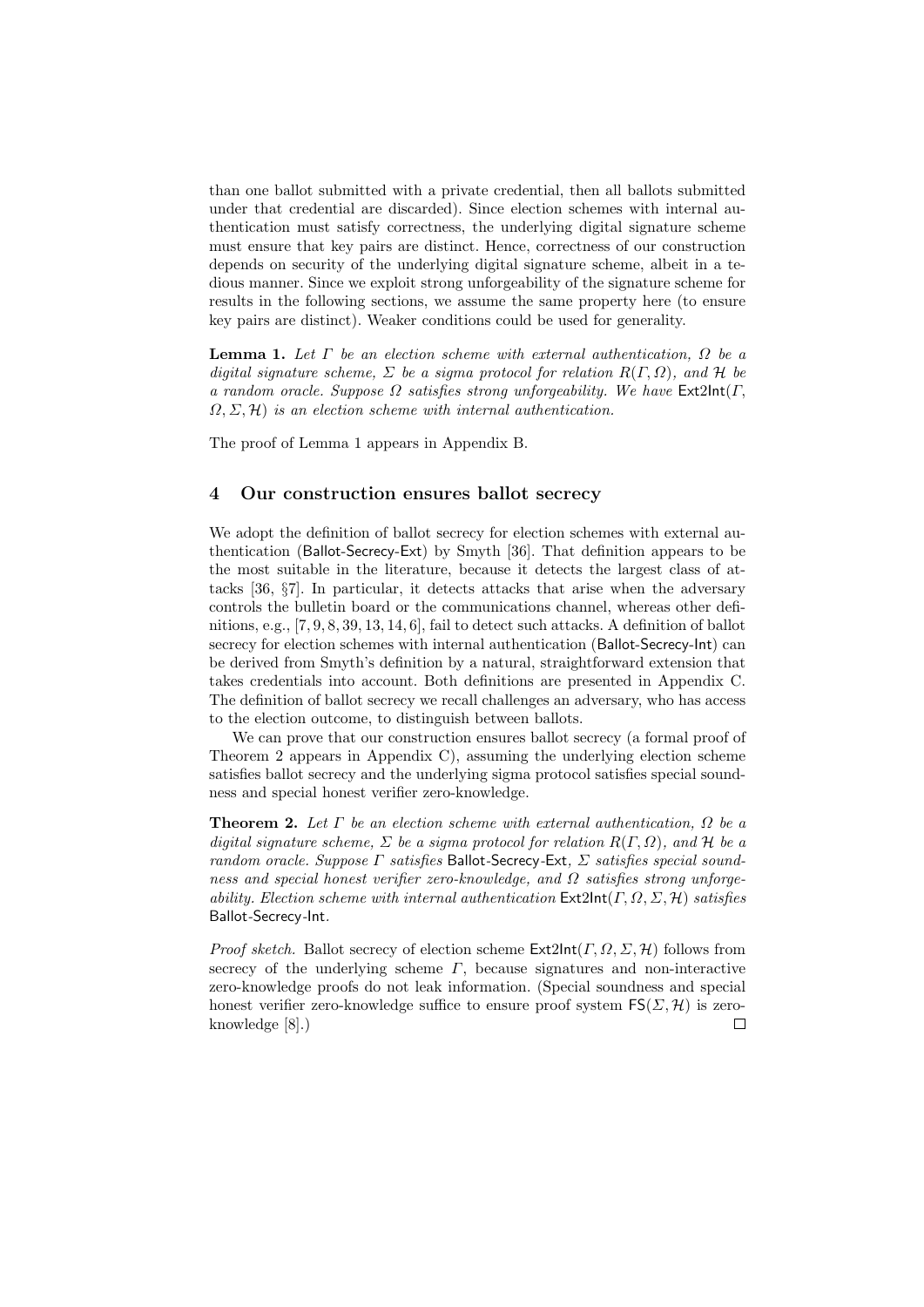than one ballot submitted with a private credential, then all ballots submitted under that credential are discarded). Since election schemes with internal authentication must satisfy correctness, the underlying digital signature scheme must ensure that key pairs are distinct. Hence, correctness of our construction depends on security of the underlying digital signature scheme, albeit in a tedious manner. Since we exploit strong unforgeability of the signature scheme for results in the following sections, we assume the same property here (to ensure key pairs are distinct). Weaker conditions could be used for generality.

**Lemma 1.** *Let $\Gamma$ be an election scheme with external authentication, $\Omega$ be a digital signature scheme, $\Sigma$ be a sigma protocol for relation $R(\Gamma, \Omega)$, and $\mathcal{H}$ be a random oracle. Suppose $\Omega$ satisfies strong unforgeability. We have $\mathsf{Ext2Int}(\Gamma, \Omega, \Sigma, \mathcal{H})$ is an election scheme with internal authentication.*

The proof of Lemma 1 appears in Appendix B.

## 4 Our construction ensures ballot secrecy

We adopt the definition of ballot secrecy for election schemes with external authentication (Ballot-Secrecy-Ext) by Smyth [36]. That definition appears to be the most suitable in the literature, because it detects the largest class of attacks [36, §7]. In particular, it detects attacks that arise when the adversary controls the bulletin board or the communications channel, whereas other definitions, e.g., [7, 9, 8, 39, 13, 14, 6], fail to detect such attacks. A definition of ballot secrecy for election schemes with internal authentication (Ballot-Secrecy-Int) can be derived from Smyth's definition by a natural, straightforward extension that takes credentials into account. Both definitions are presented in Appendix C. The definition of ballot secrecy we recall challenges an adversary, who has access to the election outcome, to distinguish between ballots.

We can prove that our construction ensures ballot secrecy (a formal proof of Theorem 2 appears in Appendix C), assuming the underlying election scheme satisfies ballot secrecy and the underlying sigma protocol satisfies special soundness and special honest verifier zero-knowledge.

**Theorem 2.** *Let $\Gamma$ be an election scheme with external authentication, $\Omega$ be a digital signature scheme, $\Sigma$ be a sigma protocol for relation $R(\Gamma, \Omega)$, and $\mathcal{H}$ be a random oracle. Suppose $\Gamma$ satisfies* Ballot-Secrecy-Ext*, $\Sigma$ satisfies special soundness and special honest verifier zero-knowledge, and $\Omega$ satisfies strong unforgeability. Election scheme with internal authentication $\mathsf{Ext2Int}(\Gamma, \Omega, \Sigma, \mathcal{H})$ satisfies* Ballot-Secrecy-Int.

*Proof sketch.* Ballot secrecy of election scheme $\mathsf{Ext2Int}(\Gamma, \Omega, \Sigma, \mathcal{H})$ follows from secrecy of the underlying scheme $\Gamma$, because signatures and non-interactive zero-knowledge proofs do not leak information. (Special soundness and special honest verifier zero-knowledge suffice to ensure proof system $\mathsf{FS}(\Sigma, \mathcal{H})$ is zero-knowledge [8].) □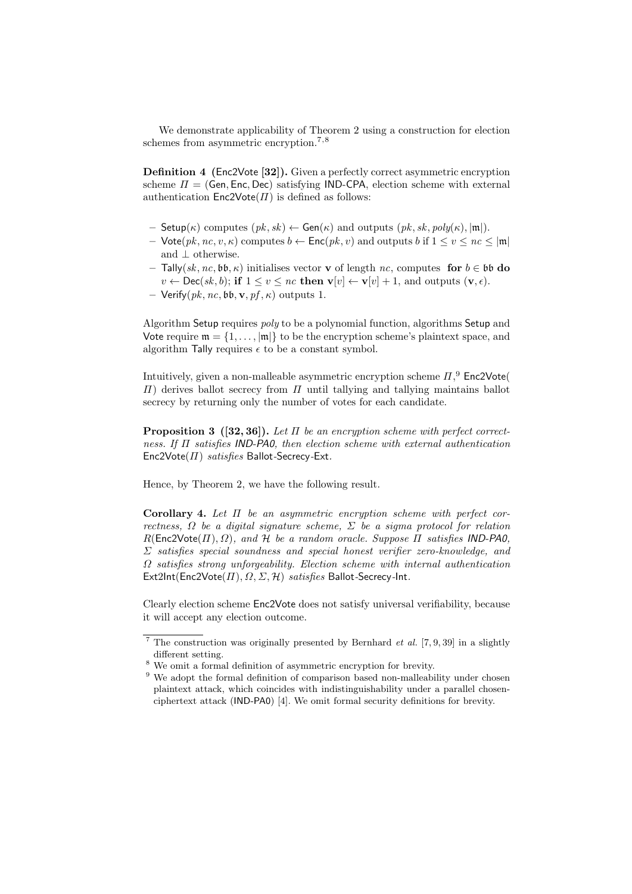We demonstrate applicability of Theorem 2 using a construction for election schemes from asymmetric encryption.[7,8]

**Definition 4 (Enc2Vote [32]).** Given a perfectly correct asymmetric encryption scheme $\Pi = (\mathsf{Gen}, \mathsf{Enc}, \mathsf{Dec})$ satisfying IND-CPA, election scheme with external authentication $\mathsf{Enc2Vote}(\Pi)$ is defined as follows:

- $\mathsf{Setup}(\kappa)$ computes $(pk, sk) \leftarrow \mathsf{Gen}(\kappa)$ and outputs $(pk, sk, poly(\kappa), |\mathfrak{m}|)$.
- $\mathsf{Vote}(pk, nc, v, \kappa)$ computes $b \leftarrow \mathsf{Enc}(pk, v)$ and outputs $b$ if $1 \leq v \leq nc \leq |\mathfrak{m}|$ and $\perp$ otherwise.
- $\mathsf{Tally}(sk, nc, \mathfrak{bb}, \kappa)$ initialises vector $\mathbf{v}$ of length $nc$, computes **for** $b \in \mathfrak{bb}$ **do** $v \leftarrow \mathsf{Dec}(sk, b)$; **if** $1 \leq v \leq nc$ **then** $\mathbf{v}[v] \leftarrow \mathbf{v}[v] + 1$, and outputs $(\mathbf{v}, \epsilon)$.
- $\mathsf{Verify}(pk, nc, \mathfrak{bb}, \mathbf{v}, pf, \kappa)$ outputs 1.

Algorithm Setup requires *poly* to be a polynomial function, algorithms Setup and Vote require $\mathfrak{m} = \{1, \ldots, |\mathfrak{m}|\}$ to be the encryption scheme's plaintext space, and algorithm Tally requires $\epsilon$ to be a constant symbol.

Intuitively, given a non-malleable asymmetric encryption scheme $\Pi$,[9] $\mathsf{Enc2Vote}(\Pi)$ derives ballot secrecy from $\Pi$ until tallying and tallying maintains ballot secrecy by returning only the number of votes for each candidate.

**Proposition 3 ([32, 36]).** *Let $\Pi$ be an encryption scheme with perfect correctness. If $\Pi$ satisfies IND-PA0, then election scheme with external authentication $\mathsf{Enc2Vote}(\Pi)$ satisfies Ballot-Secrecy-Ext.*

Hence, by Theorem 2, we have the following result.

**Corollary 4.** *Let $\Pi$ be an asymmetric encryption scheme with perfect correctness, $\Omega$ be a digital signature scheme, $\Sigma$ be a sigma protocol for relation $R(\mathsf{Enc2Vote}(\Pi), \Omega)$, and $\mathcal{H}$ be a random oracle. Suppose $\Pi$ satisfies IND-PA0, $\Sigma$ satisfies special soundness and special honest verifier zero-knowledge, and $\Omega$ satisfies strong unforgeability. Election scheme with internal authentication $\mathsf{Ext2Int}(\mathsf{Enc2Vote}(\Pi), \Omega, \Sigma, \mathcal{H})$ satisfies Ballot-Secrecy-Int.*

Clearly election scheme Enc2Vote does not satisfy universal verifiability, because it will accept any election outcome.

---

[7] The construction was originally presented by Bernhard *et al.* [7, 9, 39] in a slightly different setting.

[8] We omit a formal definition of asymmetric encryption for brevity.

[9] We adopt the formal definition of comparison based non-malleability under chosen plaintext attack, which coincides with indistinguishability under a parallel chosen-ciphertext attack (IND-PA0) [4]. We omit formal security definitions for brevity.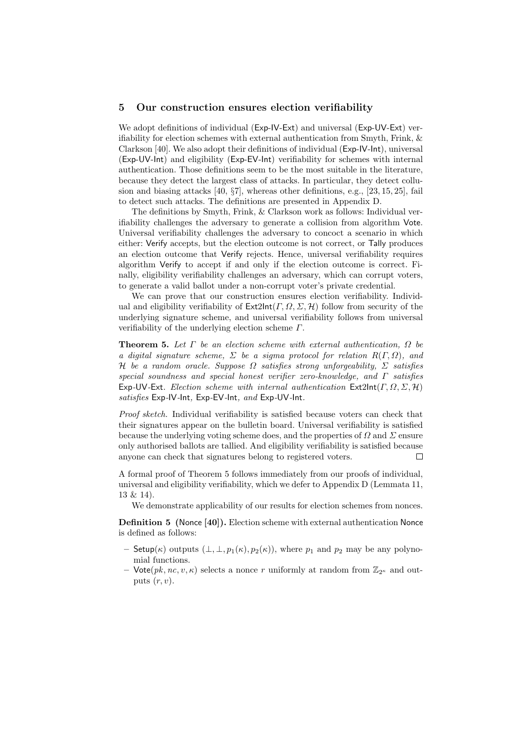## 5 Our construction ensures election verifiability

We adopt definitions of individual (Exp-IV-Ext) and universal (Exp-UV-Ext) verifiability for election schemes with external authentication from Smyth, Frink, & Clarkson [40]. We also adopt their definitions of individual (Exp-IV-Int), universal (Exp-UV-Int) and eligibility (Exp-EV-Int) verifiability for schemes with internal authentication. Those definitions seem to be the most suitable in the literature, because they detect the largest class of attacks. In particular, they detect collusion and biasing attacks [40, §7], whereas other definitions, e.g., [23, 15, 25], fail to detect such attacks. The definitions are presented in Appendix D.

The definitions by Smyth, Frink, & Clarkson work as follows: Individual verifiability challenges the adversary to generate a collision from algorithm Vote. Universal verifiability challenges the adversary to concoct a scenario in which either: Verify accepts, but the election outcome is not correct, or Tally produces an election outcome that Verify rejects. Hence, universal verifiability requires algorithm Verify to accept if and only if the election outcome is correct. Finally, eligibility verifiability challenges an adversary, which can corrupt voters, to generate a valid ballot under a non-corrupt voter's private credential.

We can prove that our construction ensures election verifiability. Individual and eligibility verifiability of $\mathsf{Ext2Int}(\Gamma, \Omega, \Sigma, \mathcal{H})$ follow from security of the underlying signature scheme, and universal verifiability follows from universal verifiability of the underlying election scheme $\Gamma$.

**Theorem 5.** *Let $\Gamma$ be an election scheme with external authentication, $\Omega$ be a digital signature scheme, $\Sigma$ be a sigma protocol for relation $R(\Gamma, \Omega)$, and $\mathcal{H}$ be a random oracle. Suppose $\Omega$ satisfies strong unforgeability, $\Sigma$ satisfies special soundness and special honest verifier zero-knowledge, and $\Gamma$ satisfies* Exp-UV-Ext. *Election scheme with internal authentication $\mathsf{Ext2Int}(\Gamma, \Omega, \Sigma, \mathcal{H})$ satisfies* Exp-IV-Int, Exp-EV-Int, *and* Exp-UV-Int.

*Proof sketch.* Individual verifiability is satisfied because voters can check that their signatures appear on the bulletin board. Universal verifiability is satisfied because the underlying voting scheme does, and the properties of $\Omega$ and $\Sigma$ ensure only authorised ballots are tallied. And eligibility verifiability is satisfied because anyone can check that signatures belong to registered voters. □

A formal proof of Theorem 5 follows immediately from our proofs of individual, universal and eligibility verifiability, which we defer to Appendix D (Lemmata 11, 13 & 14).

We demonstrate applicability of our results for election schemes from nonces.

**Definition 5 (Nonce [40]).** Election scheme with external authentication Nonce is defined as follows:

- $\mathsf{Setup}(\kappa)$ outputs $(\perp, \perp, p_1(\kappa), p_2(\kappa))$, where $p_1$ and $p_2$ may be any polynomial functions.
- $\mathsf{Vote}(pk, nc, v, \kappa)$ selects a nonce $r$ uniformly at random from $\mathbb{Z}_{2^\kappa}$ and outputs $(r, v)$.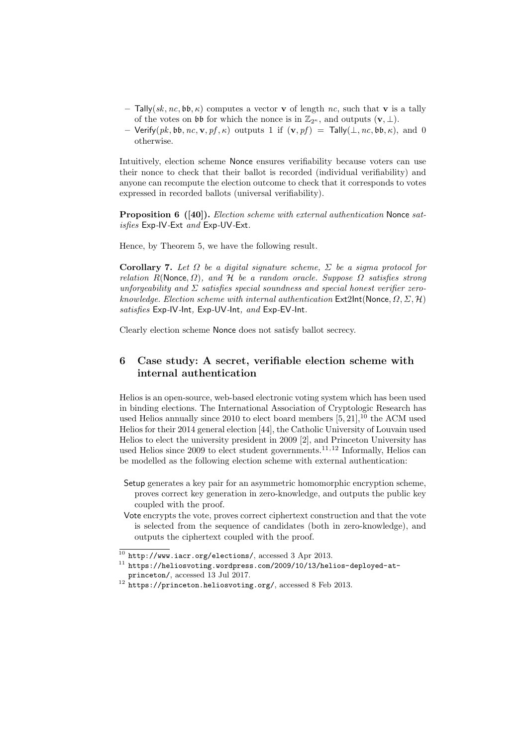– $\mathsf{Tally}(sk, nc, \mathfrak{bb}, \kappa)$ computes a vector $\mathbf{v}$ of length $nc$, such that $\mathbf{v}$ is a tally of the votes on $\mathfrak{bb}$ for which the nonce is in $\mathbb{Z}_{2^\kappa}$, and outputs $(\mathbf{v}, \perp)$.
– $\mathsf{Verify}(pk, \mathfrak{bb}, nc, \mathbf{v}, pf, \kappa)$ outputs 1 if $(\mathbf{v}, pf) = \mathsf{Tally}(\perp, nc, \mathfrak{bb}, \kappa)$, and 0 otherwise.

Intuitively, election scheme Nonce ensures verifiability because voters can use their nonce to check that their ballot is recorded (individual verifiability) and anyone can recompute the election outcome to check that it corresponds to votes expressed in recorded ballots (universal verifiability).

**Proposition 6 ([40]).** *Election scheme with external authentication* Nonce *satisfies* Exp-IV-Ext *and* Exp-UV-Ext.

Hence, by Theorem 5, we have the following result.

**Corollary 7.** *Let $\Omega$ be a digital signature scheme, $\Sigma$ be a sigma protocol for relation $R(\mathsf{Nonce}, \Omega)$, and $\mathcal{H}$ be a random oracle. Suppose $\Omega$ satisfies strong unforgeability and $\Sigma$ satisfies special soundness and special honest verifier zero-knowledge. Election scheme with internal authentication $\mathsf{Ext2Int}(\mathsf{Nonce}, \Omega, \Sigma, \mathcal{H})$ satisfies* Exp-IV-Int*,* Exp-UV-Int*, and* Exp-EV-Int*.*

Clearly election scheme Nonce does not satisfy ballot secrecy.

## 6 Case study: A secret, verifiable election scheme with internal authentication

Helios is an open-source, web-based electronic voting system which has been used in binding elections. The International Association of Cryptologic Research has used Helios annually since 2010 to elect board members [5, 21],[10] the ACM used Helios for their 2014 general election [44], the Catholic University of Louvain used Helios to elect the university president in 2009 [2], and Princeton University has used Helios since 2009 to elect student governments.[11,12] Informally, Helios can be modelled as the following election scheme with external authentication:

Setup generates a key pair for an asymmetric homomorphic encryption scheme, proves correct key generation in zero-knowledge, and outputs the public key coupled with the proof.

Vote encrypts the vote, proves correct ciphertext construction and that the vote is selected from the sequence of candidates (both in zero-knowledge), and outputs the ciphertext coupled with the proof.

[10] http://www.iacr.org/elections/, accessed 3 Apr 2013.

[11] https://heliosvoting.wordpress.com/2009/10/13/helios-deployed-at-princeton/, accessed 13 Jul 2017.

[12] https://princeton.heliosvoting.org/, accessed 8 Feb 2013.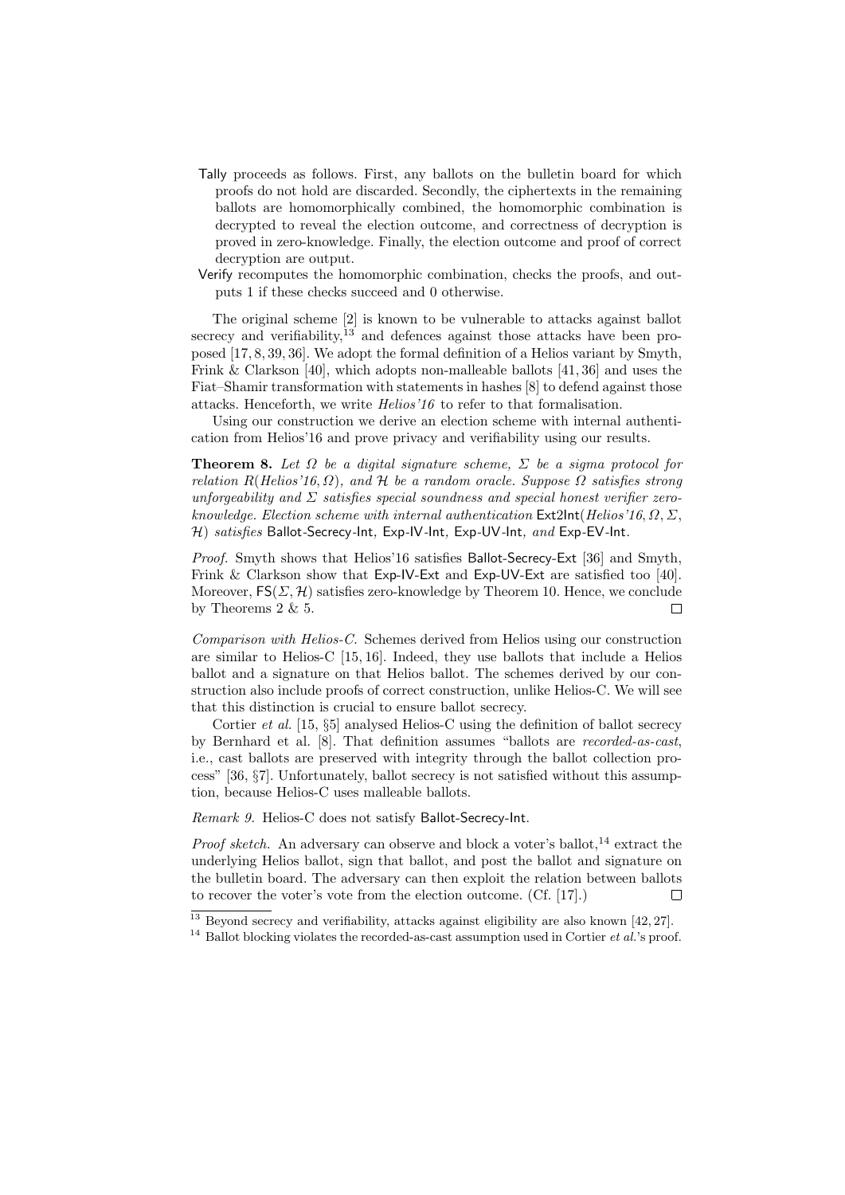- Tally proceeds as follows. First, any ballots on the bulletin board for which proofs do not hold are discarded. Secondly, the ciphertexts in the remaining ballots are homomorphically combined, the homomorphic combination is decrypted to reveal the election outcome, and correctness of decryption is proved in zero-knowledge. Finally, the election outcome and proof of correct decryption are output.
- Verify recomputes the homomorphic combination, checks the proofs, and outputs 1 if these checks succeed and 0 otherwise.

The original scheme [2] is known to be vulnerable to attacks against ballot secrecy and verifiability,[13] and defences against those attacks have been proposed [17, 8, 39, 36]. We adopt the formal definition of a Helios variant by Smyth, Frink & Clarkson [40], which adopts non-malleable ballots [41, 36] and uses the Fiat–Shamir transformation with statements in hashes [8] to defend against those attacks. Henceforth, we write *Helios'16* to refer to that formalisation.

Using our construction we derive an election scheme with internal authentication from Helios'16 and prove privacy and verifiability using our results.

**Theorem 8.** *Let $\Omega$ be a digital signature scheme, $\Sigma$ be a sigma protocol for relation $R(\mathit{Helios'16}, \Omega)$, and $\mathcal{H}$ be a random oracle. Suppose $\Omega$ satisfies strong unforgeability and $\Sigma$ satisfies special soundness and special honest verifier zero-knowledge. Election scheme with internal authentication* $\mathsf{Ext2Int}(\mathit{Helios'16}, \Omega, \Sigma, \mathcal{H})$ *satisfies* Ballot-Secrecy-Int*,* Exp-IV-Int*,* Exp-UV-Int*, and* Exp-EV-Int*.*

*Proof.* Smyth shows that Helios'16 satisfies Ballot-Secrecy-Ext [36] and Smyth, Frink & Clarkson show that Exp-IV-Ext and Exp-UV-Ext are satisfied too [40]. Moreover, $\mathsf{FS}(\Sigma, \mathcal{H})$ satisfies zero-knowledge by Theorem 10. Hence, we conclude by Theorems 2 & 5. □

*Comparison with Helios-C.* Schemes derived from Helios using our construction are similar to Helios-C [15, 16]. Indeed, they use ballots that include a Helios ballot and a signature on that Helios ballot. The schemes derived by our construction also include proofs of correct construction, unlike Helios-C. We will see that this distinction is crucial to ensure ballot secrecy.

Cortier *et al.* [15, §5] analysed Helios-C using the definition of ballot secrecy by Bernhard et al. [8]. That definition assumes "ballots are *recorded-as-cast*, i.e., cast ballots are preserved with integrity through the ballot collection process" [36, §7]. Unfortunately, ballot secrecy is not satisfied without this assumption, because Helios-C uses malleable ballots.

*Remark 9.* Helios-C does not satisfy Ballot-Secrecy-Int.

*Proof sketch.* An adversary can observe and block a voter's ballot,[14] extract the underlying Helios ballot, sign that ballot, and post the ballot and signature on the bulletin board. The adversary can then exploit the relation between ballots to recover the voter's vote from the election outcome. (Cf. [17].) □

[13] Beyond secrecy and verifiability, attacks against eligibility are also known [42, 27].

[14] Ballot blocking violates the recorded-as-cast assumption used in Cortier *et al.*'s proof.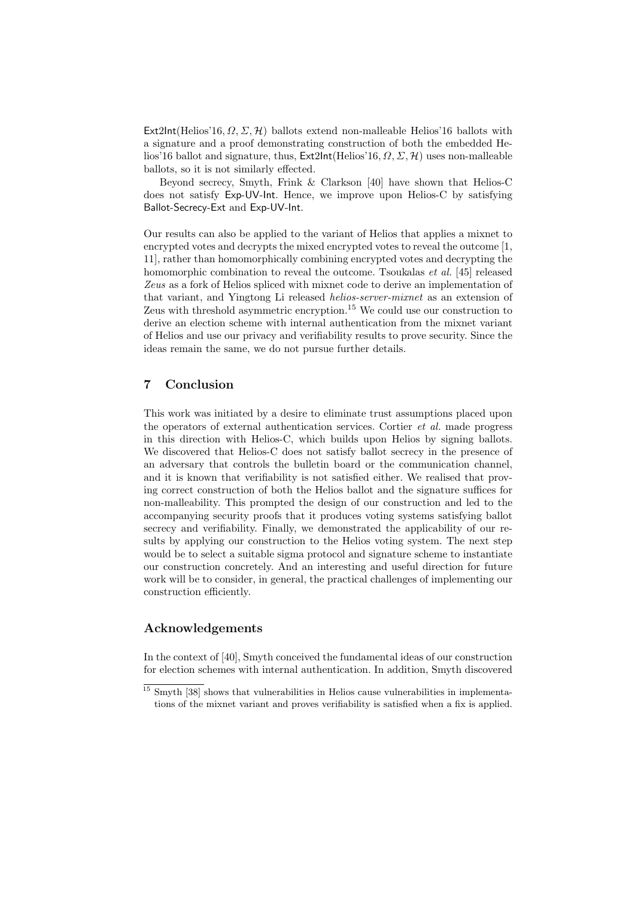$\mathsf{Ext2Int}(\text{Helios'16}, \Omega, \Sigma, \mathcal{H})$ ballots extend non-malleable Helios'16 ballots with a signature and a proof demonstrating construction of both the embedded Helios'16 ballot and signature, thus, $\mathsf{Ext2Int}(\text{Helios'16}, \Omega, \Sigma, \mathcal{H})$ uses non-malleable ballots, so it is not similarly effected.

Beyond secrecy, Smyth, Frink & Clarkson [40] have shown that Helios-C does not satisfy Exp-UV-Int. Hence, we improve upon Helios-C by satisfying Ballot-Secrecy-Ext and Exp-UV-Int.

Our results can also be applied to the variant of Helios that applies a mixnet to encrypted votes and decrypts the mixed encrypted votes to reveal the outcome [1, 11], rather than homomorphically combining encrypted votes and decrypting the homomorphic combination to reveal the outcome. Tsoukalas *et al.* [45] released *Zeus* as a fork of Helios spliced with mixnet code to derive an implementation of that variant, and Yingtong Li released *helios-server-mixnet* as an extension of Zeus with threshold asymmetric encryption.[15] We could use our construction to derive an election scheme with internal authentication from the mixnet variant of Helios and use our privacy and verifiability results to prove security. Since the ideas remain the same, we do not pursue further details.

## 7 Conclusion

This work was initiated by a desire to eliminate trust assumptions placed upon the operators of external authentication services. Cortier *et al.* made progress in this direction with Helios-C, which builds upon Helios by signing ballots. We discovered that Helios-C does not satisfy ballot secrecy in the presence of an adversary that controls the bulletin board or the communication channel, and it is known that verifiability is not satisfied either. We realised that proving correct construction of both the Helios ballot and the signature suffices for non-malleability. This prompted the design of our construction and led to the accompanying security proofs that it produces voting systems satisfying ballot secrecy and verifiability. Finally, we demonstrated the applicability of our results by applying our construction to the Helios voting system. The next step would be to select a suitable sigma protocol and signature scheme to instantiate our construction concretely. And an interesting and useful direction for future work will be to consider, in general, the practical challenges of implementing our construction efficiently.

## Acknowledgements

In the context of [40], Smyth conceived the fundamental ideas of our construction for election schemes with internal authentication. In addition, Smyth discovered

[15] Smyth [38] shows that vulnerabilities in Helios cause vulnerabilities in implementations of the mixnet variant and proves verifiability is satisfied when a fix is applied.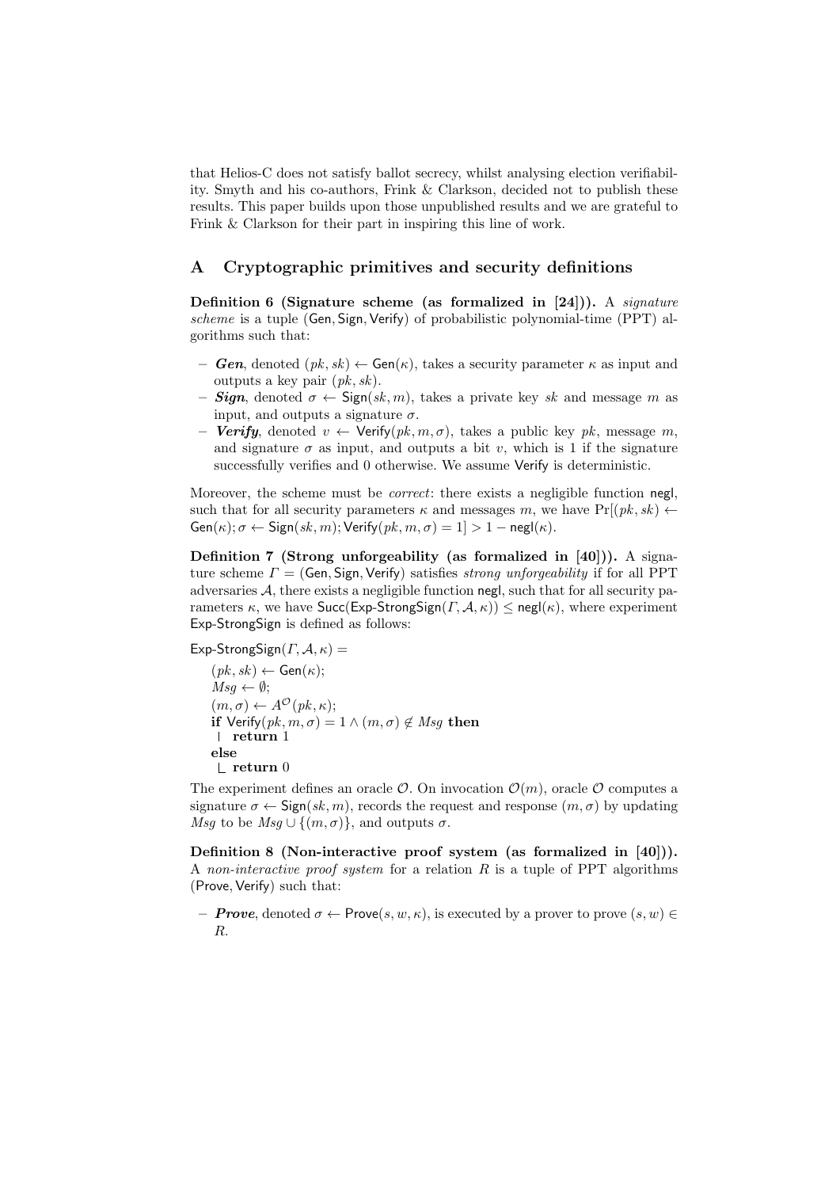that Helios-C does not satisfy ballot secrecy, whilst analysing election verifiability. Smyth and his co-authors, Frink & Clarkson, decided not to publish these results. This paper builds upon those unpublished results and we are grateful to Frink & Clarkson for their part in inspiring this line of work.

## A Cryptographic primitives and security definitions

**Definition 6 (Signature scheme (as formalized in [24])).** A *signature scheme* is a tuple $(\mathsf{Gen}, \mathsf{Sign}, \mathsf{Verify})$ of probabilistic polynomial-time (PPT) algorithms such that:

- ***Gen***, denoted $(pk, sk) \leftarrow \mathsf{Gen}(\kappa)$, takes a security parameter $\kappa$ as input and outputs a key pair $(pk, sk)$.
- ***Sign***, denoted $\sigma \leftarrow \mathsf{Sign}(sk, m)$, takes a private key $sk$ and message $m$ as input, and outputs a signature $\sigma$.
- ***Verify***, denoted $v \leftarrow \mathsf{Verify}(pk, m, \sigma)$, takes a public key $pk$, message $m$, and signature $\sigma$ as input, and outputs a bit $v$, which is 1 if the signature successfully verifies and 0 otherwise. We assume $\mathsf{Verify}$ is deterministic.

Moreover, the scheme must be *correct*: there exists a negligible function $\mathsf{negl}$, such that for all security parameters $\kappa$ and messages $m$, we have $\Pr[(pk, sk) \leftarrow \mathsf{Gen}(\kappa); \sigma \leftarrow \mathsf{Sign}(sk, m); \mathsf{Verify}(pk, m, \sigma) = 1] > 1 - \mathsf{negl}(\kappa)$.

**Definition 7 (Strong unforgeability (as formalized in [40])).** A signature scheme $\Gamma = (\mathsf{Gen}, \mathsf{Sign}, \mathsf{Verify})$ satisfies *strong unforgeability* if for all PPT adversaries $\mathcal{A}$, there exists a negligible function $\mathsf{negl}$, such that for all security parameters $\kappa$, we have $\mathsf{Succ}(\mathsf{Exp\text{-}StrongSign}(\Gamma, \mathcal{A}, \kappa)) \leq \mathsf{negl}(\kappa)$, where experiment $\mathsf{Exp\text{-}StrongSign}$ is defined as follows:

$\mathsf{Exp\text{-}StrongSign}(\Gamma, \mathcal{A}, \kappa) =$

$\quad (pk, sk) \leftarrow \mathsf{Gen}(\kappa)$;
$\quad Msg \leftarrow \emptyset$;
$\quad (m, \sigma) \leftarrow A^{\mathcal{O}}(pk, \kappa)$;
$\quad$ **if** $\mathsf{Verify}(pk, m, \sigma) = 1 \wedge (m, \sigma) \notin Msg$ **then**
$\quad\quad$ **return** 1
$\quad$ **else**
$\quad\quad$ **return** 0

The experiment defines an oracle $\mathcal{O}$. On invocation $\mathcal{O}(m)$, oracle $\mathcal{O}$ computes a signature $\sigma \leftarrow \mathsf{Sign}(sk, m)$, records the request and response $(m, \sigma)$ by updating $Msg$ to be $Msg \cup \{(m, \sigma)\}$, and outputs $\sigma$.

**Definition 8 (Non-interactive proof system (as formalized in [40])).** A *non-interactive proof system* for a relation $R$ is a tuple of PPT algorithms $(\mathsf{Prove}, \mathsf{Verify})$ such that:

- ***Prove***, denoted $\sigma \leftarrow \mathsf{Prove}(s, w, \kappa)$, is executed by a prover to prove $(s, w) \in R$.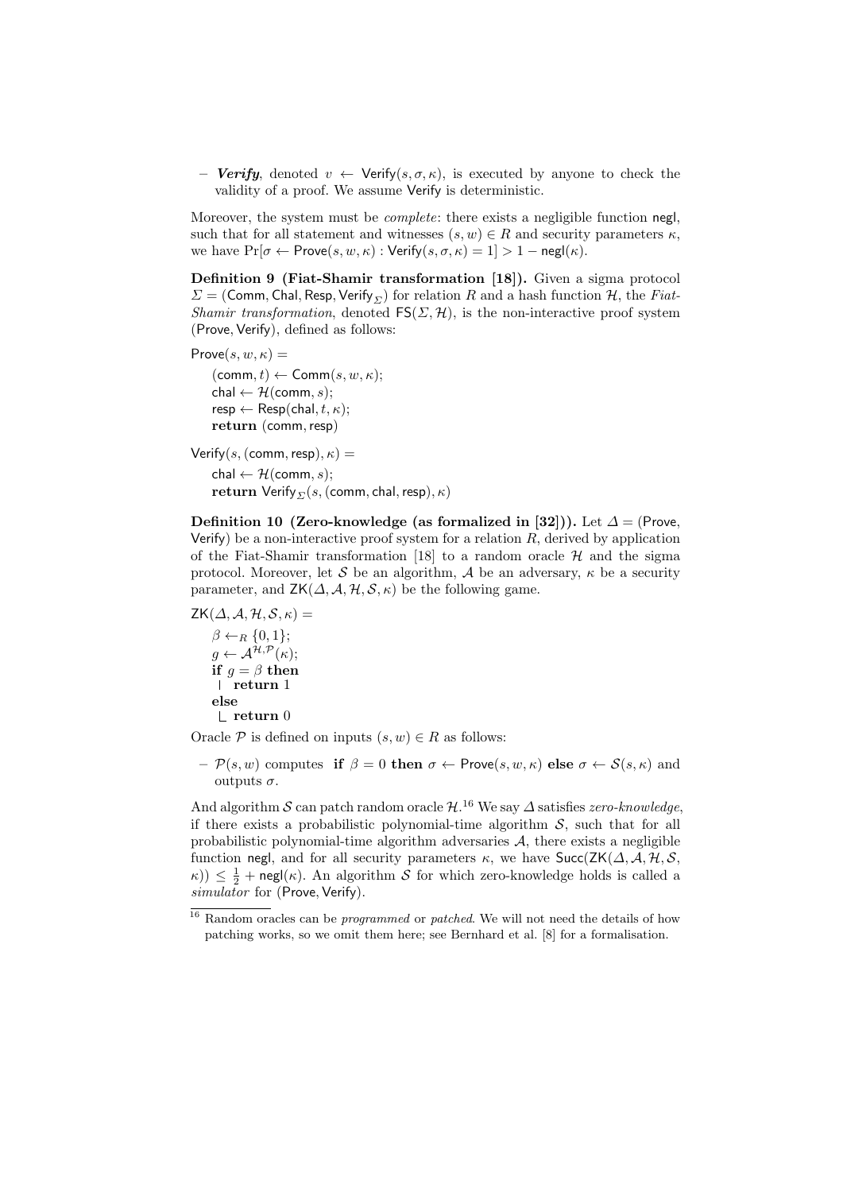– ***Verify***, denoted $v \leftarrow \mathsf{Verify}(s, \sigma, \kappa)$, is executed by anyone to check the validity of a proof. We assume Verify is deterministic.

Moreover, the system must be *complete*: there exists a negligible function negl, such that for all statement and witnesses $(s, w) \in R$ and security parameters $\kappa$, we have $\Pr[\sigma \leftarrow \mathsf{Prove}(s, w, \kappa) : \mathsf{Verify}(s, \sigma, \kappa) = 1] > 1 - \mathsf{negl}(\kappa)$.

**Definition 9 (Fiat-Shamir transformation [18]).** Given a sigma protocol $\Sigma = (\mathsf{Comm}, \mathsf{Chal}, \mathsf{Resp}, \mathsf{Verify}_\Sigma)$ for relation $R$ and a hash function $\mathcal{H}$, the *Fiat-Shamir transformation*, denoted $\mathsf{FS}(\Sigma, \mathcal{H})$, is the non-interactive proof system $(\mathsf{Prove}, \mathsf{Verify})$, defined as follows:

$\mathsf{Prove}(s, w, \kappa) =$

$\quad (\mathsf{comm}, t) \leftarrow \mathsf{Comm}(s, w, \kappa)$;
$\quad \mathsf{chal} \leftarrow \mathcal{H}(\mathsf{comm}, s)$;
$\quad \mathsf{resp} \leftarrow \mathsf{Resp}(\mathsf{chal}, t, \kappa)$;
$\quad$ **return** $(\mathsf{comm}, \mathsf{resp})$

$\mathsf{Verify}(s, (\mathsf{comm}, \mathsf{resp}), \kappa) =$

$\quad \mathsf{chal} \leftarrow \mathcal{H}(\mathsf{comm}, s)$;
$\quad$ **return** $\mathsf{Verify}_\Sigma(s, (\mathsf{comm}, \mathsf{chal}, \mathsf{resp}), \kappa)$

**Definition 10 (Zero-knowledge (as formalized in [32])).** Let $\Delta = (\mathsf{Prove}, \mathsf{Verify})$ be a non-interactive proof system for a relation $R$, derived by application of the Fiat-Shamir transformation [18] to a random oracle $\mathcal{H}$ and the sigma protocol. Moreover, let $\mathcal{S}$ be an algorithm, $\mathcal{A}$ be an adversary, $\kappa$ be a security parameter, and $\mathsf{ZK}(\Delta, \mathcal{A}, \mathcal{H}, \mathcal{S}, \kappa)$ be the following game.

$\mathsf{ZK}(\Delta, \mathcal{A}, \mathcal{H}, \mathcal{S}, \kappa) =$

$\quad \beta \leftarrow_R \{0, 1\}$;
$\quad g \leftarrow \mathcal{A}^{\mathcal{H}, \mathcal{P}}(\kappa)$;
$\quad$ **if** $g = \beta$ **then**
$\quad\quad$ **return** 1
$\quad$ **else**
$\quad\quad$ **return** 0

Oracle $\mathcal{P}$ is defined on inputs $(s, w) \in R$ as follows:

– $\mathcal{P}(s, w)$ computes **if** $\beta = 0$ **then** $\sigma \leftarrow \mathsf{Prove}(s, w, \kappa)$ **else** $\sigma \leftarrow \mathcal{S}(s, \kappa)$ and outputs $\sigma$.

And algorithm $\mathcal{S}$ can patch random oracle $\mathcal{H}$.[16] We say $\Delta$ satisfies *zero-knowledge*, if there exists a probabilistic polynomial-time algorithm $\mathcal{S}$, such that for all probabilistic polynomial-time algorithm adversaries $\mathcal{A}$, there exists a negligible function negl, and for all security parameters $\kappa$, we have $\mathsf{Succ}(\mathsf{ZK}(\Delta, \mathcal{A}, \mathcal{H}, \mathcal{S}, \kappa)) \leq \frac{1}{2} + \mathsf{negl}(\kappa)$. An algorithm $\mathcal{S}$ for which zero-knowledge holds is called a *simulator* for $(\mathsf{Prove}, \mathsf{Verify})$.

[16] Random oracles can be *programmed* or *patched*. We will not need the details of how patching works, so we omit them here; see Bernhard et al. [8] for a formalisation.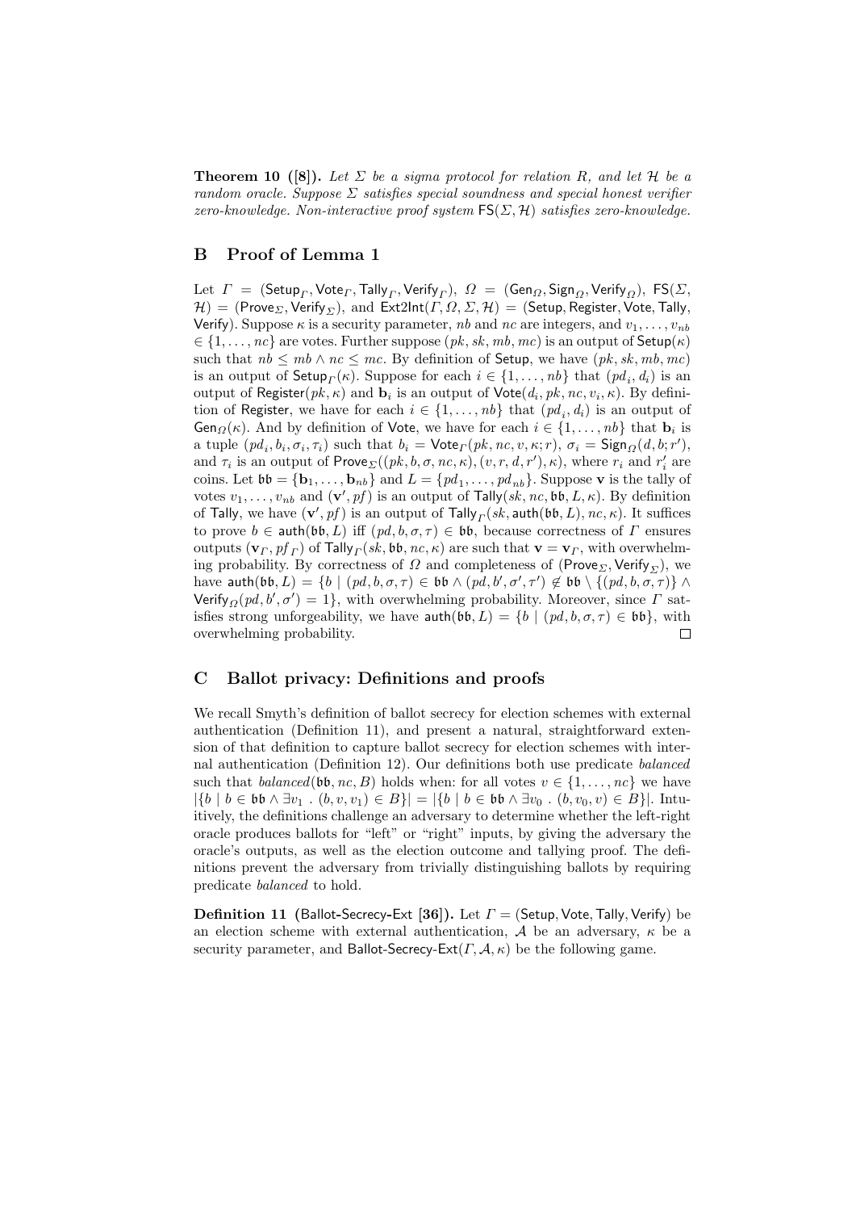**Theorem 10 ([8]).** *Let $\Sigma$ be a sigma protocol for relation $R$, and let $\mathcal{H}$ be a random oracle. Suppose $\Sigma$ satisfies special soundness and special honest verifier zero-knowledge. Non-interactive proof system $\mathsf{FS}(\Sigma, \mathcal{H})$ satisfies zero-knowledge.*

## B Proof of Lemma 1

Let $\Gamma = (\mathsf{Setup}_\Gamma, \mathsf{Vote}_\Gamma, \mathsf{Tally}_\Gamma, \mathsf{Verify}_\Gamma)$, $\Omega = (\mathsf{Gen}_\Omega, \mathsf{Sign}_\Omega, \mathsf{Verify}_\Omega)$, $\mathsf{FS}(\Sigma, \mathcal{H}) = (\mathsf{Prove}_\Sigma, \mathsf{Verify}_\Sigma)$, and $\mathsf{Ext2Int}(\Gamma, \Omega, \Sigma, \mathcal{H}) = (\mathsf{Setup}, \mathsf{Register}, \mathsf{Vote}, \mathsf{Tally}, \mathsf{Verify})$. Suppose $\kappa$ is a security parameter, $nb$ and $nc$ are integers, and $v_1, \dots, v_{nb} \in \{1, \dots, nc\}$ are votes. Further suppose $(pk, sk, mb, mc)$ is an output of $\mathsf{Setup}(\kappa)$ such that $nb \leq mb \wedge nc \leq mc$. By definition of $\mathsf{Setup}$, we have $(pk, sk, mb, mc)$ is an output of $\mathsf{Setup}_\Gamma(\kappa)$. Suppose for each $i \in \{1, \dots, nb\}$ that $(pd_i, d_i)$ is an output of $\mathsf{Register}(pk, \kappa)$ and $\mathbf{b}_i$ is an output of $\mathsf{Vote}(d_i, pk, nc, v_i, \kappa)$. By definition of $\mathsf{Register}$, we have for each $i \in \{1, \dots, nb\}$ that $(pd_i, d_i)$ is an output of $\mathsf{Gen}_\Omega(\kappa)$. And by definition of $\mathsf{Vote}$, we have for each $i \in \{1, \dots, nb\}$ that $\mathbf{b}_i$ is a tuple $(pd_i, b_i, \sigma_i, \tau_i)$ such that $b_i = \mathsf{Vote}_\Gamma(pk, nc, v, \kappa; r)$, $\sigma_i = \mathsf{Sign}_\Omega(d, b; r')$, and $\tau_i$ is an output of $\mathsf{Prove}_\Sigma((pk, b, \sigma, nc, \kappa), (v, r, d, r'), \kappa)$, where $r_i$ and $r'_i$ are coins. Let $\mathfrak{bb} = \{\mathbf{b}_1, \dots, \mathbf{b}_{nb}\}$ and $L = \{pd_1, \dots, pd_{nb}\}$. Suppose $\mathbf{v}$ is the tally of votes $v_1, \dots, v_{nb}$ and $(\mathbf{v}', pf)$ is an output of $\mathsf{Tally}(sk, nc, \mathfrak{bb}, L, \kappa)$. By definition of $\mathsf{Tally}$, we have $(\mathbf{v}', pf)$ is an output of $\mathsf{Tally}_\Gamma(sk, \mathsf{auth}(\mathfrak{bb}, L), nc, \kappa)$. It suffices to prove $b \in \mathsf{auth}(\mathfrak{bb}, L)$ iff $(pd, b, \sigma, \tau) \in \mathfrak{bb}$, because correctness of $\Gamma$ ensures outputs $(\mathbf{v}_\Gamma, pf_\Gamma)$ of $\mathsf{Tally}_\Gamma(sk, \mathfrak{bb}, nc, \kappa)$ are such that $\mathbf{v} = \mathbf{v}_\Gamma$, with overwhelming probability. By correctness of $\Omega$ and completeness of $(\mathsf{Prove}_\Sigma, \mathsf{Verify}_\Sigma)$, we have $\mathsf{auth}(\mathfrak{bb}, L) = \{b \mid (pd, b, \sigma, \tau) \in \mathfrak{bb} \wedge (pd, b', \sigma', \tau') \notin \mathfrak{bb} \setminus \{(pd, b, \sigma, \tau)\} \wedge \mathsf{Verify}_\Omega(pd, b', \sigma') = 1\}$, with overwhelming probability. Moreover, since $\Gamma$ satisfies strong unforgeability, we have $\mathsf{auth}(\mathfrak{bb}, L) = \{b \mid (pd, b, \sigma, \tau) \in \mathfrak{bb}\}$, with overwhelming probability. $\square$

## C Ballot privacy: Definitions and proofs

We recall Smyth's definition of ballot secrecy for election schemes with external authentication (Definition 11), and present a natural, straightforward extension of that definition to capture ballot secrecy for election schemes with internal authentication (Definition 12). Our definitions both use predicate *balanced* such that $balanced(\mathfrak{bb}, nc, B)$ holds when: for all votes $v \in \{1, \dots, nc\}$ we have $|\{b \mid b \in \mathfrak{bb} \wedge \exists v_1 \,.\, (b, v, v_1) \in B\}| = |\{b \mid b \in \mathfrak{bb} \wedge \exists v_0 \,.\, (b, v_0, v) \in B\}|$. Intuitively, the definitions challenge an adversary to determine whether the left-right oracle produces ballots for "left" or "right" inputs, by giving the adversary the oracle's outputs, as well as the election outcome and tallying proof. The definitions prevent the adversary from trivially distinguishing ballots by requiring predicate *balanced* to hold.

**Definition 11** (Ballot-Secrecy-Ext [36]). Let $\Gamma = (\mathsf{Setup}, \mathsf{Vote}, \mathsf{Tally}, \mathsf{Verify})$ be an election scheme with external authentication, $\mathcal{A}$ be an adversary, $\kappa$ be a security parameter, and $\mathsf{Ballot\text{-}Secrecy\text{-}Ext}(\Gamma, \mathcal{A}, \kappa)$ be the following game.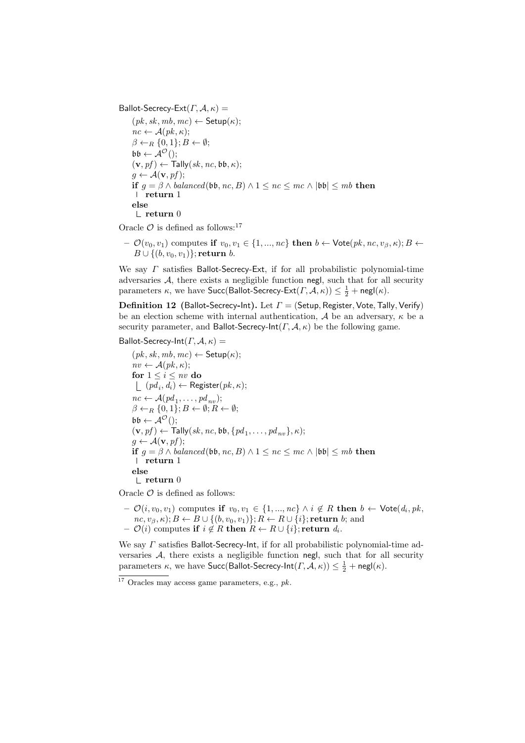Ballot-Secrecy-Ext$(\Gamma, \mathcal{A}, \kappa) =$

```
(pk, sk, mb, mc) ← Setup(κ);
nc ← A(pk, κ);
β ←_R {0,1}; B ← ∅;
𝔟𝔟 ← A^O();
(v, pf) ← Tally(sk, nc, 𝔟𝔟, κ);
g ← A(v, pf);
if g = β ∧ balanced(𝔟𝔟, nc, B) ∧ 1 ≤ nc ≤ mc ∧ |𝔟𝔟| ≤ mb then
  return 1
else
  return 0
```

Oracle $\mathcal{O}$ is defined as follows:[17]

- $\mathcal{O}(v_0, v_1)$ computes **if** $v_0, v_1 \in \{1, ..., nc\}$ **then** $b \leftarrow \mathsf{Vote}(pk, nc, v_\beta, \kappa); B \leftarrow B \cup \{(b, v_0, v_1)\};$ **return** $b$.

We say $\Gamma$ satisfies Ballot-Secrecy-Ext, if for all probabilistic polynomial-time adversaries $\mathcal{A}$, there exists a negligible function negl, such that for all security parameters $\kappa$, we have $\mathsf{Succ}(\mathsf{Ballot\text{-}Secrecy\text{-}Ext}(\Gamma, \mathcal{A}, \kappa)) \leq \frac{1}{2} + \mathsf{negl}(\kappa)$.

**Definition 12** (Ballot-Secrecy-Int)**.** Let $\Gamma = (\mathsf{Setup}, \mathsf{Register}, \mathsf{Vote}, \mathsf{Tally}, \mathsf{Verify})$ be an election scheme with internal authentication, $\mathcal{A}$ be an adversary, $\kappa$ be a security parameter, and Ballot-Secrecy-Int$(\Gamma, \mathcal{A}, \kappa)$ be the following game.

Ballot-Secrecy-Int$(\Gamma, \mathcal{A}, \kappa) =$

```
(pk, sk, mb, mc) ← Setup(κ);
nv ← A(pk, κ);
for 1 ≤ i ≤ nv do
  (pd_i, d_i) ← Register(pk, κ);
nc ← A(pd_1, ..., pd_nv);
β ←_R {0,1}; B ← ∅; R ← ∅;
𝔟𝔟 ← A^O();
(v, pf) ← Tally(sk, nc, 𝔟𝔟, {pd_1, ..., pd_nv}, κ);
g ← A(v, pf);
if g = β ∧ balanced(𝔟𝔟, nc, B) ∧ 1 ≤ nc ≤ mc ∧ |𝔟𝔟| ≤ mb then
  return 1
else
  return 0
```

Oracle $\mathcal{O}$ is defined as follows:

- $\mathcal{O}(i, v_0, v_1)$ computes **if** $v_0, v_1 \in \{1, ..., nc\} \wedge i \notin R$ **then** $b \leftarrow \mathsf{Vote}(d_i, pk, nc, v_\beta, \kappa); B \leftarrow B \cup \{(b, v_0, v_1)\}; R \leftarrow R \cup \{i\};$ **return** $b$; and
- $\mathcal{O}(i)$ computes **if** $i \notin R$ **then** $R \leftarrow R \cup \{i\};$ **return** $d_i$.

We say $\Gamma$ satisfies Ballot-Secrecy-Int, if for all probabilistic polynomial-time adversaries $\mathcal{A}$, there exists a negligible function negl, such that for all security parameters $\kappa$, we have $\mathsf{Succ}(\mathsf{Ballot\text{-}Secrecy\text{-}Int}(\Gamma, \mathcal{A}, \kappa)) \leq \frac{1}{2} + \mathsf{negl}(\kappa)$.

[17] Oracles may access game parameters, e.g., $pk$.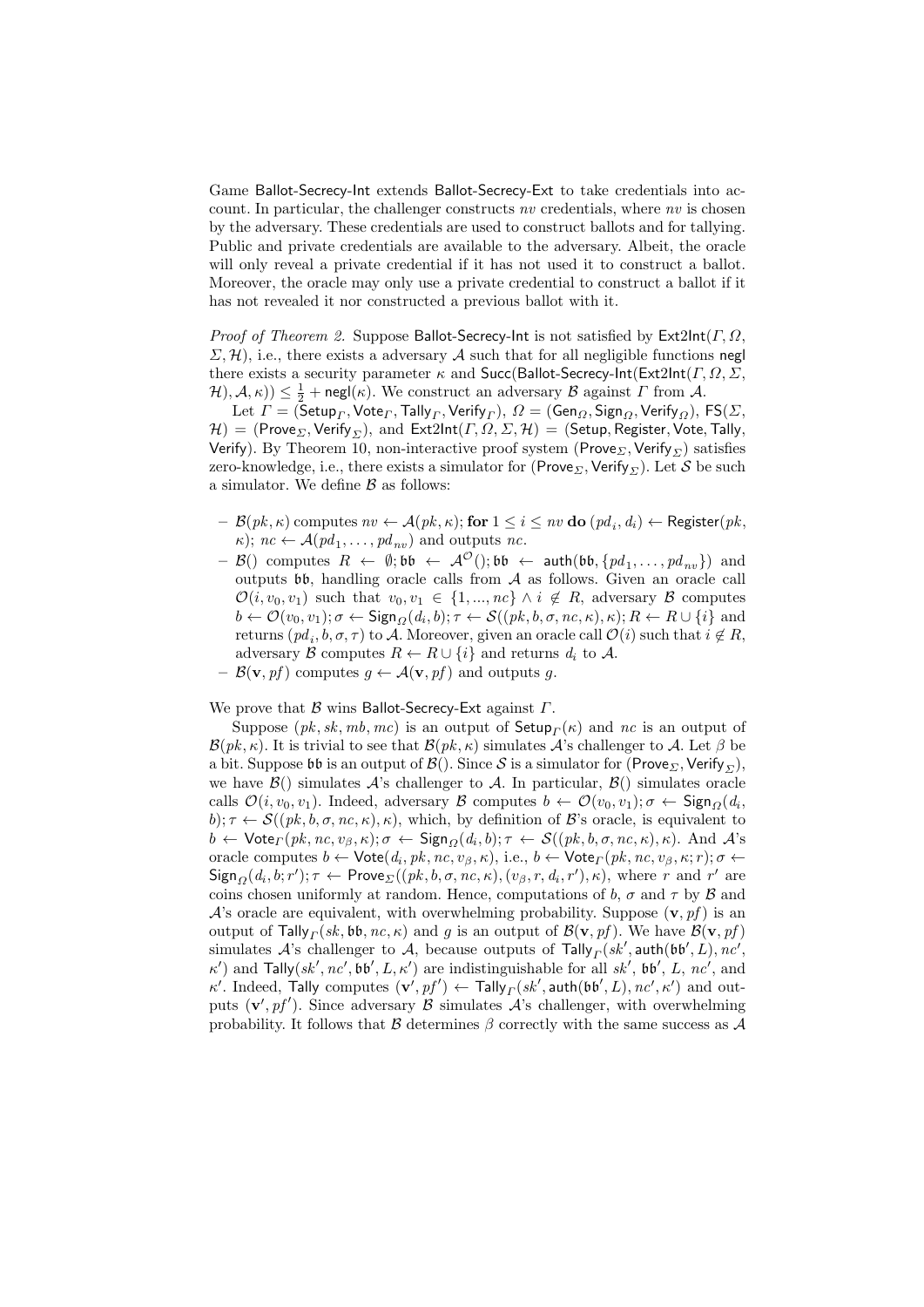Game Ballot-Secrecy-Int extends Ballot-Secrecy-Ext to take credentials into account. In particular, the challenger constructs $nv$ credentials, where $nv$ is chosen by the adversary. These credentials are used to construct ballots and for tallying. Public and private credentials are available to the adversary. Albeit, the oracle will only reveal a private credential if it has not used it to construct a ballot. Moreover, the oracle may only use a private credential to construct a ballot if it has not revealed it nor constructed a previous ballot with it.

*Proof of Theorem 2.* Suppose Ballot-Secrecy-Int is not satisfied by $\mathsf{Ext2Int}(\Gamma, \Omega, \Sigma, \mathcal{H})$, i.e., there exists a adversary $\mathcal{A}$ such that for all negligible functions $\mathsf{negl}$ there exists a security parameter $\kappa$ and $\mathsf{Succ}(\mathsf{Ballot\text{-}Secrecy\text{-}Int}(\mathsf{Ext2Int}(\Gamma, \Omega, \Sigma, \mathcal{H}), \mathcal{A}, \kappa)) \leq \frac{1}{2} + \mathsf{negl}(\kappa)$. We construct an adversary $\mathcal{B}$ against $\Gamma$ from $\mathcal{A}$.

Let $\Gamma = (\mathsf{Setup}_\Gamma, \mathsf{Vote}_\Gamma, \mathsf{Tally}_\Gamma, \mathsf{Verify}_\Gamma)$, $\Omega = (\mathsf{Gen}_\Omega, \mathsf{Sign}_\Omega, \mathsf{Verify}_\Omega)$, $\mathsf{FS}(\Sigma, \mathcal{H}) = (\mathsf{Prove}_\Sigma, \mathsf{Verify}_\Sigma)$, and $\mathsf{Ext2Int}(\Gamma, \Omega, \Sigma, \mathcal{H}) = (\mathsf{Setup}, \mathsf{Register}, \mathsf{Vote}, \mathsf{Tally}, \mathsf{Verify})$. By Theorem 10, non-interactive proof system $(\mathsf{Prove}_\Sigma, \mathsf{Verify}_\Sigma)$ satisfies zero-knowledge, i.e., there exists a simulator for $(\mathsf{Prove}_\Sigma, \mathsf{Verify}_\Sigma)$. Let $\mathcal{S}$ be such a simulator. We define $\mathcal{B}$ as follows:

- $\mathcal{B}(pk, \kappa)$ computes $nv \leftarrow \mathcal{A}(pk, \kappa)$; **for** $1 \leq i \leq nv$ **do** $(pd_i, d_i) \leftarrow \mathsf{Register}(pk, \kappa)$; $nc \leftarrow \mathcal{A}(pd_1, \ldots, pd_{nv})$ and outputs $nc$.
- $\mathcal{B}()$ computes $R \leftarrow \emptyset; \mathfrak{bb} \leftarrow \mathcal{A}^{\mathcal{O}}(); \mathfrak{bb} \leftarrow \mathsf{auth}(\mathfrak{bb}, \{pd_1, \ldots, pd_{nv}\})$ and outputs $\mathfrak{bb}$, handling oracle calls from $\mathcal{A}$ as follows. Given an oracle call $\mathcal{O}(i, v_0, v_1)$ such that $v_0, v_1 \in \{1, ..., nc\} \wedge i \notin R$, adversary $\mathcal{B}$ computes $b \leftarrow \mathcal{O}(v_0, v_1); \sigma \leftarrow \mathsf{Sign}_\Omega(d_i, b); \tau \leftarrow \mathcal{S}((pk, b, \sigma, nc, \kappa), \kappa); R \leftarrow R \cup \{i\}$ and returns $(pd_i, b, \sigma, \tau)$ to $\mathcal{A}$. Moreover, given an oracle call $\mathcal{O}(i)$ such that $i \notin R$, adversary $\mathcal{B}$ computes $R \leftarrow R \cup \{i\}$ and returns $d_i$ to $\mathcal{A}$.
- $\mathcal{B}(\mathbf{v}, pf)$ computes $g \leftarrow \mathcal{A}(\mathbf{v}, pf)$ and outputs $g$.

We prove that $\mathcal{B}$ wins Ballot-Secrecy-Ext against $\Gamma$.

Suppose $(pk, sk, mb, mc)$ is an output of $\mathsf{Setup}_\Gamma(\kappa)$ and $nc$ is an output of $\mathcal{B}(pk, \kappa)$. It is trivial to see that $\mathcal{B}(pk, \kappa)$ simulates $\mathcal{A}$'s challenger to $\mathcal{A}$. Let $\beta$ be a bit. Suppose $\mathfrak{bb}$ is an output of $\mathcal{B}()$. Since $\mathcal{S}$ is a simulator for $(\mathsf{Prove}_\Sigma, \mathsf{Verify}_\Sigma)$, we have $\mathcal{B}()$ simulates $\mathcal{A}$'s challenger to $\mathcal{A}$. In particular, $\mathcal{B}()$ simulates oracle calls $\mathcal{O}(i, v_0, v_1)$. Indeed, adversary $\mathcal{B}$ computes $b \leftarrow \mathcal{O}(v_0, v_1); \sigma \leftarrow \mathsf{Sign}_\Omega(d_i, b); \tau \leftarrow \mathcal{S}((pk, b, \sigma, nc, \kappa), \kappa)$, which, by definition of $\mathcal{B}$'s oracle, is equivalent to $b \leftarrow \mathsf{Vote}_\Gamma(pk, nc, v_\beta, \kappa); \sigma \leftarrow \mathsf{Sign}_\Omega(d_i, b); \tau \leftarrow \mathcal{S}((pk, b, \sigma, nc, \kappa), \kappa)$. And $\mathcal{A}$'s oracle computes $b \leftarrow \mathsf{Vote}(d_i, pk, nc, v_\beta, \kappa)$, i.e., $b \leftarrow \mathsf{Vote}_\Gamma(pk, nc, v_\beta, \kappa; r); \sigma \leftarrow \mathsf{Sign}_\Omega(d_i, b; r'); \tau \leftarrow \mathsf{Prove}_\Sigma((pk, b, \sigma, nc, \kappa), (v_\beta, r, d_i, r'), \kappa)$, where $r$ and $r'$ are coins chosen uniformly at random. Hence, computations of $b$, $\sigma$ and $\tau$ by $\mathcal{B}$ and $\mathcal{A}$'s oracle are equivalent, with overwhelming probability. Suppose $(\mathbf{v}, pf)$ is an output of $\mathsf{Tally}_\Gamma(sk, \mathfrak{bb}, nc, \kappa)$ and $g$ is an output of $\mathcal{B}(\mathbf{v}, pf)$. We have $\mathcal{B}(\mathbf{v}, pf)$ simulates $\mathcal{A}$'s challenger to $\mathcal{A}$, because outputs of $\mathsf{Tally}_\Gamma(sk', \mathsf{auth}(\mathfrak{bb}', L), nc', \kappa')$ and $\mathsf{Tally}(sk', nc', \mathfrak{bb}', L, \kappa')$ are indistinguishable for all $sk'$, $\mathfrak{bb}'$, $L$, $nc'$, and $\kappa'$. Indeed, $\mathsf{Tally}$ computes $(\mathbf{v}', pf') \leftarrow \mathsf{Tally}_\Gamma(sk', \mathsf{auth}(\mathfrak{bb}', L), nc', \kappa')$ and outputs $(\mathbf{v}', pf')$. Since adversary $\mathcal{B}$ simulates $\mathcal{A}$'s challenger, with overwhelming probability. It follows that $\mathcal{B}$ determines $\beta$ correctly with the same success as $\mathcal{A}$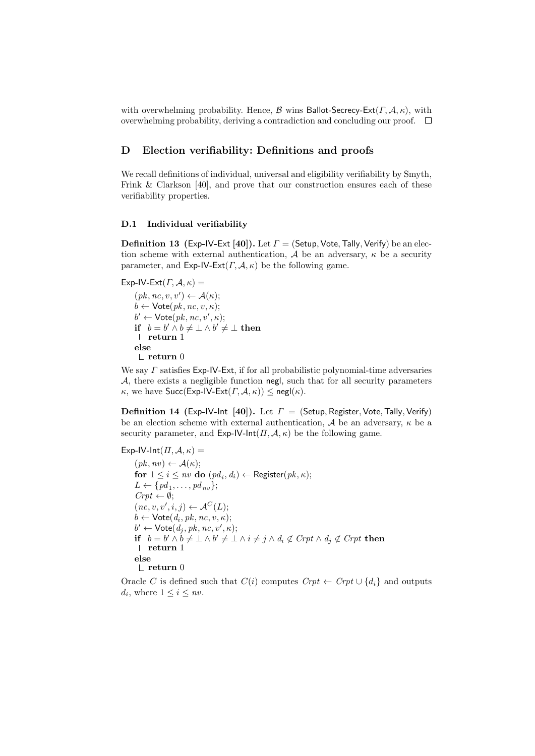with overwhelming probability. Hence, $\mathcal{B}$ wins $\mathsf{Ballot\text{-}Secrecy\text{-}Ext}(\Gamma, \mathcal{A}, \kappa)$, with overwhelming probability, deriving a contradiction and concluding our proof. □

## D Election verifiability: Definitions and proofs

We recall definitions of individual, universal and eligibility verifiability by Smyth, Frink & Clarkson [40], and prove that our construction ensures each of these verifiability properties.

### D.1 Individual verifiability

**Definition 13 (Exp-IV-Ext [40]).** Let $\Gamma = (\mathsf{Setup}, \mathsf{Vote}, \mathsf{Tally}, \mathsf{Verify})$ be an election scheme with external authentication, $\mathcal{A}$ be an adversary, $\kappa$ be a security parameter, and $\mathsf{Exp\text{-}IV\text{-}Ext}(\Gamma, \mathcal{A}, \kappa)$ be the following game.

$\mathsf{Exp\text{-}IV\text{-}Ext}(\Gamma, \mathcal{A}, \kappa) =$

$(pk, nc, v, v') \leftarrow \mathcal{A}(\kappa)$;
$b \leftarrow \mathsf{Vote}(pk, nc, v, \kappa)$;
$b' \leftarrow \mathsf{Vote}(pk, nc, v', \kappa)$;
**if** $b = b' \wedge b \neq \perp \wedge b' \neq \perp$ **then**
  **return** 1
**else**
  **return** 0

We say $\Gamma$ satisfies Exp-IV-Ext, if for all probabilistic polynomial-time adversaries $\mathcal{A}$, there exists a negligible function $\mathsf{negl}$, such that for all security parameters $\kappa$, we have $\mathsf{Succ}(\mathsf{Exp\text{-}IV\text{-}Ext}(\Gamma, \mathcal{A}, \kappa)) \leq \mathsf{negl}(\kappa)$.

**Definition 14 (Exp-IV-Int [40]).** Let $\Gamma = (\mathsf{Setup}, \mathsf{Register}, \mathsf{Vote}, \mathsf{Tally}, \mathsf{Verify})$ be an election scheme with external authentication, $\mathcal{A}$ be an adversary, $\kappa$ be a security parameter, and $\mathsf{Exp\text{-}IV\text{-}Int}(\Pi, \mathcal{A}, \kappa)$ be the following game.

$\mathsf{Exp\text{-}IV\text{-}Int}(\Pi, \mathcal{A}, \kappa) =$

$(pk, nv) \leftarrow \mathcal{A}(\kappa)$;
**for** $1 \leq i \leq nv$ **do** $(pd_i, d_i) \leftarrow \mathsf{Register}(pk, \kappa)$;
$L \leftarrow \{pd_1, \ldots, pd_{nv}\}$;
$Crpt \leftarrow \emptyset$;
$(nc, v, v', i, j) \leftarrow \mathcal{A}^C(L)$;
$b \leftarrow \mathsf{Vote}(d_i, pk, nc, v, \kappa)$;
$b' \leftarrow \mathsf{Vote}(d_j, pk, nc, v', \kappa)$;
**if** $b = b' \wedge b \neq \perp \wedge b' \neq \perp \wedge i \neq j \wedge d_i \notin Crpt \wedge d_j \notin Crpt$ **then**
  **return** 1
**else**
  **return** 0

Oracle $C$ is defined such that $C(i)$ computes $Crpt \leftarrow Crpt \cup \{d_i\}$ and outputs $d_i$, where $1 \leq i \leq nv$.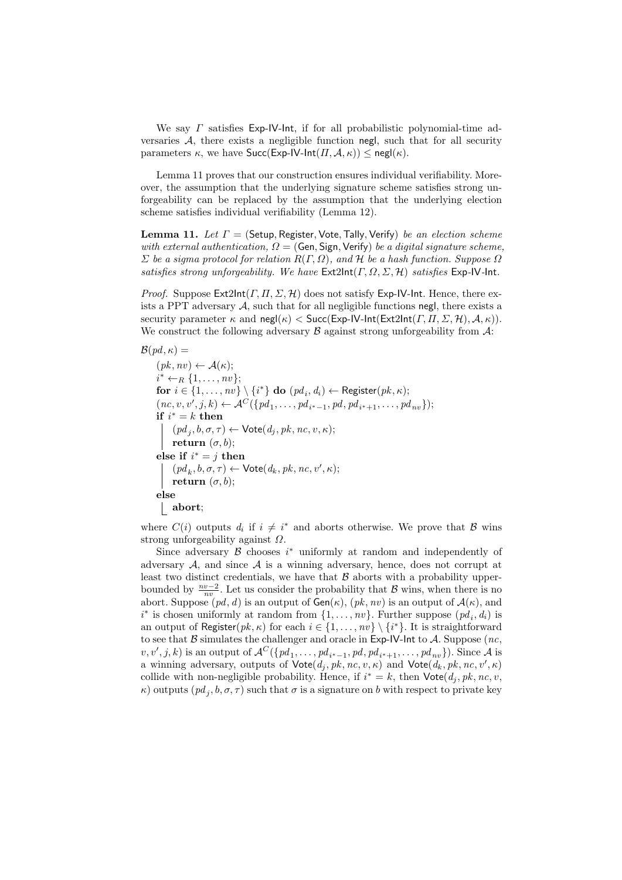We say $\Gamma$ satisfies Exp-IV-Int, if for all probabilistic polynomial-time adversaries $\mathcal{A}$, there exists a negligible function negl, such that for all security parameters $\kappa$, we have $\mathsf{Succ}(\mathsf{Exp\text{-}IV\text{-}Int}(\Pi, \mathcal{A}, \kappa)) \leq \mathsf{negl}(\kappa)$.

Lemma 11 proves that our construction ensures individual verifiability. Moreover, the assumption that the underlying signature scheme satisfies strong unforgeability can be replaced by the assumption that the underlying election scheme satisfies individual verifiability (Lemma 12).

**Lemma 11.** *Let $\Gamma = (\mathsf{Setup}, \mathsf{Register}, \mathsf{Vote}, \mathsf{Tally}, \mathsf{Verify})$ be an election scheme with external authentication, $\Omega = (\mathsf{Gen}, \mathsf{Sign}, \mathsf{Verify})$ be a digital signature scheme, $\Sigma$ be a sigma protocol for relation $R(\Gamma, \Omega)$, and $\mathcal{H}$ be a hash function. Suppose $\Omega$ satisfies strong unforgeability. We have $\mathsf{Ext2Int}(\Gamma, \Omega, \Sigma, \mathcal{H})$ satisfies Exp-IV-Int.*

*Proof.* Suppose $\mathsf{Ext2Int}(\Gamma, \Pi, \Sigma, \mathcal{H})$ does not satisfy Exp-IV-Int. Hence, there exists a PPT adversary $\mathcal{A}$, such that for all negligible functions negl, there exists a security parameter $\kappa$ and $\mathsf{negl}(\kappa) < \mathsf{Succ}(\mathsf{Exp\text{-}IV\text{-}Int}(\mathsf{Ext2Int}(\Gamma, \Pi, \Sigma, \mathcal{H}), \mathcal{A}, \kappa))$. We construct the following adversary $\mathcal{B}$ against strong unforgeability from $\mathcal{A}$:

$\mathcal{B}(pd, \kappa) =$

- $(pk, nv) \leftarrow \mathcal{A}(\kappa)$;
- $i^* \leftarrow_R \{1, \ldots, nv\}$;
- **for** $i \in \{1, \ldots, nv\} \setminus \{i^*\}$ **do** $(pd_i, d_i) \leftarrow \mathsf{Register}(pk, \kappa)$;
- $(nc, v, v', j, k) \leftarrow \mathcal{A}^C(\{pd_1, \ldots, pd_{i^*-1}, pd, pd_{i^*+1}, \ldots, pd_{nv}\})$;
- **if** $i^* = k$ **then**
  - $(pd_j, b, \sigma, \tau) \leftarrow \mathsf{Vote}(d_j, pk, nc, v, \kappa)$;
  - **return** $(\sigma, b)$;
- **else if** $i^* = j$ **then**
  - $(pd_k, b, \sigma, \tau) \leftarrow \mathsf{Vote}(d_k, pk, nc, v', \kappa)$;
  - **return** $(\sigma, b)$;
- **else**
  - **abort**;

where $C(i)$ outputs $d_i$ if $i \neq i^*$ and aborts otherwise. We prove that $\mathcal{B}$ wins strong unforgeability against $\Omega$.

Since adversary $\mathcal{B}$ chooses $i^*$ uniformly at random and independently of adversary $\mathcal{A}$, and since $\mathcal{A}$ is a winning adversary, hence, does not corrupt at least two distinct credentials, we have that $\mathcal{B}$ aborts with a probability upper-bounded by $\frac{nv-2}{nv}$. Let us consider the probability that $\mathcal{B}$ wins, when there is no abort. Suppose $(pd, d)$ is an output of $\mathsf{Gen}(\kappa)$, $(pk, nv)$ is an output of $\mathcal{A}(\kappa)$, and $i^*$ is chosen uniformly at random from $\{1, \ldots, nv\}$. Further suppose $(pd_i, d_i)$ is an output of $\mathsf{Register}(pk, \kappa)$ for each $i \in \{1, \ldots, nv\} \setminus \{i^*\}$. It is straightforward to see that $\mathcal{B}$ simulates the challenger and oracle in Exp-IV-Int to $\mathcal{A}$. Suppose $(nc, v, v', j, k)$ is an output of $\mathcal{A}^C(\{pd_1, \ldots, pd_{i^*-1}, pd, pd_{i^*+1}, \ldots, pd_{nv}\})$. Since $\mathcal{A}$ is a winning adversary, outputs of $\mathsf{Vote}(d_j, pk, nc, v, \kappa)$ and $\mathsf{Vote}(d_k, pk, nc, v', \kappa)$ collide with non-negligible probability. Hence, if $i^* = k$, then $\mathsf{Vote}(d_j, pk, nc, v, \kappa)$ outputs $(pd_j, b, \sigma, \tau)$ such that $\sigma$ is a signature on $b$ with respect to private key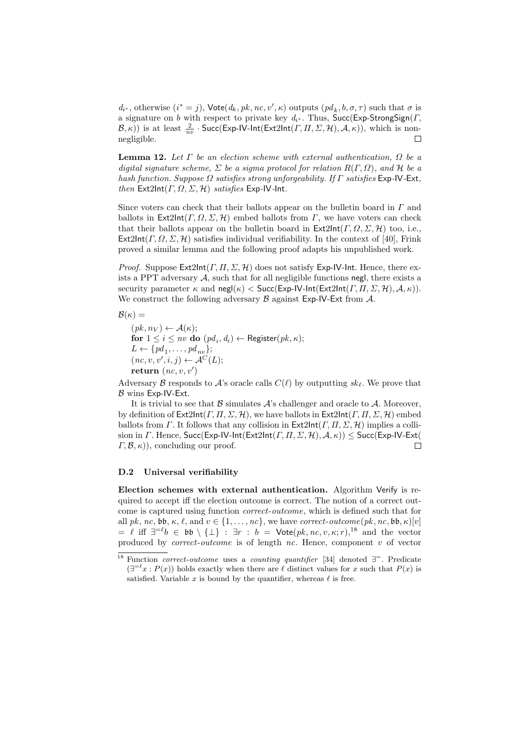$d_{i^*}$, otherwise ($i^* = j$), $\mathsf{Vote}(d_k, pk, nc, v', \kappa)$ outputs $(pd_k, b, \sigma, \tau)$ such that $\sigma$ is a signature on $b$ with respect to private key $d_{i^*}$. Thus, $\mathsf{Succ}(\mathsf{Exp\text{-}StrongSign}(\Gamma, \mathcal{B}, \kappa))$ is at least $\frac{2}{nv} \cdot \mathsf{Succ}(\mathsf{Exp\text{-}IV\text{-}Int}(\mathsf{Ext2Int}(\Gamma, \Pi, \Sigma, \mathcal{H}), \mathcal{A}, \kappa))$, which is non-negligible. □

**Lemma 12.** *Let $\Gamma$ be an election scheme with external authentication, $\Omega$ be a digital signature scheme, $\Sigma$ be a sigma protocol for relation $R(\Gamma, \Omega)$, and $\mathcal{H}$ be a hash function. Suppose $\Omega$ satisfies strong unforgeability. If $\Gamma$ satisfies* Exp-IV-Ext*, then* $\mathsf{Ext2Int}(\Gamma, \Omega, \Sigma, \mathcal{H})$ *satisfies* Exp-IV-Int.

Since voters can check that their ballots appear on the bulletin board in $\Gamma$ and ballots in $\mathsf{Ext2Int}(\Gamma, \Omega, \Sigma, \mathcal{H})$ embed ballots from $\Gamma$, we have voters can check that their ballots appear on the bulletin board in $\mathsf{Ext2Int}(\Gamma, \Omega, \Sigma, \mathcal{H})$ too, i.e., $\mathsf{Ext2Int}(\Gamma, \Omega, \Sigma, \mathcal{H})$ satisfies individual verifiability. In the context of [40], Frink proved a similar lemma and the following proof adapts his unpublished work.

*Proof.* Suppose $\mathsf{Ext2Int}(\Gamma, \Pi, \Sigma, \mathcal{H})$ does not satisfy Exp-IV-Int. Hence, there exists a PPT adversary $\mathcal{A}$, such that for all negligible functions $\mathsf{negl}$, there exists a security parameter $\kappa$ and $\mathsf{negl}(\kappa) < \mathsf{Succ}(\mathsf{Exp\text{-}IV\text{-}Int}(\mathsf{Ext2Int}(\Gamma, \Pi, \Sigma, \mathcal{H}), \mathcal{A}, \kappa))$. We construct the following adversary $\mathcal{B}$ against Exp-IV-Ext from $\mathcal{A}$.

$\mathcal{B}(\kappa) =$

$\quad (pk, n_V) \leftarrow \mathcal{A}(\kappa);$
$\quad$ **for** $1 \leq i \leq nv$ **do** $(pd_i, d_i) \leftarrow \mathsf{Register}(pk, \kappa);$
$\quad L \leftarrow \{pd_1, \ldots, pd_{nv}\};$
$\quad (nc, v, v', i, j) \leftarrow \mathcal{A}^C(L);$
$\quad$ **return** $(nc, v, v')$

Adversary $\mathcal{B}$ responds to $\mathcal{A}$'s oracle calls $C(\ell)$ by outputting $sk_\ell$. We prove that $\mathcal{B}$ wins Exp-IV-Ext.

It is trivial to see that $\mathcal{B}$ simulates $\mathcal{A}$'s challenger and oracle to $\mathcal{A}$. Moreover, by definition of $\mathsf{Ext2Int}(\Gamma, \Pi, \Sigma, \mathcal{H})$, we have ballots in $\mathsf{Ext2Int}(\Gamma, \Pi, \Sigma, \mathcal{H})$ embed ballots from $\Gamma$. It follows that any collision in $\mathsf{Ext2Int}(\Gamma, \Pi, \Sigma, \mathcal{H})$ implies a collision in $\Gamma$. Hence, $\mathsf{Succ}(\mathsf{Exp\text{-}IV\text{-}Int}(\mathsf{Ext2Int}(\Gamma, \Pi, \Sigma, \mathcal{H}), \mathcal{A}, \kappa)) \leq \mathsf{Succ}(\mathsf{Exp\text{-}IV\text{-}Ext}(\Gamma, \mathcal{B}, \kappa))$, concluding our proof. □

### D.2 Universal verifiability

**Election schemes with external authentication.** Algorithm Verify is required to accept iff the election outcome is correct. The notion of a correct outcome is captured using function *correct-outcome*, which is defined such that for all $pk$, $nc$, $\mathfrak{bb}$, $\kappa$, $\ell$, and $v \in \{1, \ldots, nc\}$, we have $\mathit{correct\text{-}outcome}(pk, nc, \mathfrak{bb}, \kappa)[v] = \ell$ iff $\exists^{=\ell} b \in \mathfrak{bb} \setminus \{\bot\} : \exists r : b = \mathsf{Vote}(pk, nc, v, \kappa; r)$,[18] and the vector produced by *correct-outcome* is of length $nc$. Hence, component $v$ of vector

[18] Function *correct-outcome* uses a *counting quantifier* [34] denoted $\exists^{=}$. Predicate $(\exists^{=\ell} x : P(x))$ holds exactly when there are $\ell$ distinct values for $x$ such that $P(x)$ is satisfied. Variable $x$ is bound by the quantifier, whereas $\ell$ is free.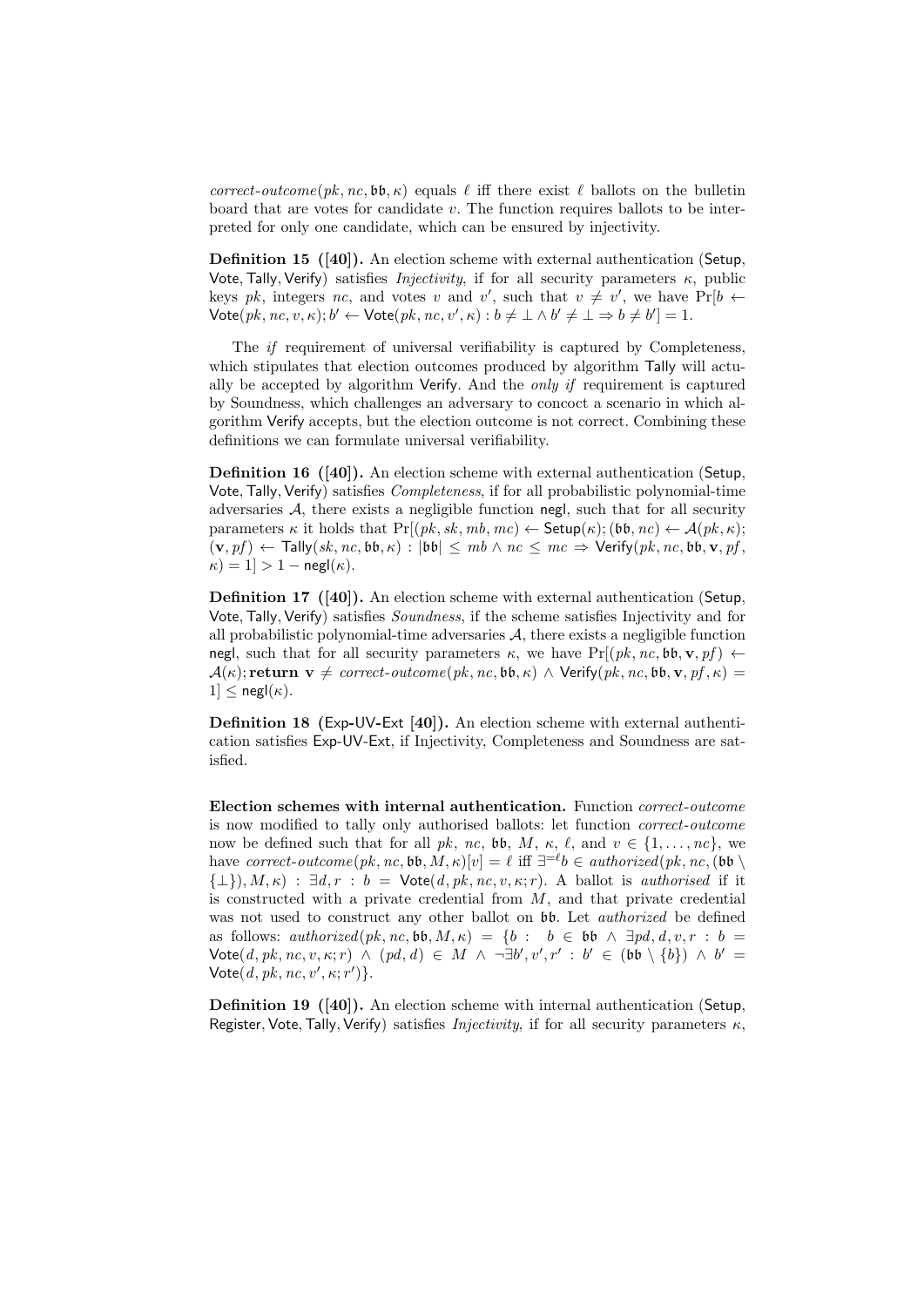$\mathit{correct\text{-}outcome}(pk, nc, \mathfrak{bb}, \kappa)$ equals $\ell$ iff there exist $\ell$ ballots on the bulletin board that are votes for candidate $v$. The function requires ballots to be interpreted for only one candidate, which can be ensured by injectivity.

**Definition 15 ([40]).** An election scheme with external authentication ($\mathsf{Setup}$, $\mathsf{Vote}, \mathsf{Tally}, \mathsf{Verify}$) satisfies *Injectivity*, if for all security parameters $\kappa$, public keys $pk$, integers $nc$, and votes $v$ and $v'$, such that $v \neq v'$, we have $\Pr[b \leftarrow \mathsf{Vote}(pk, nc, v, \kappa); b' \leftarrow \mathsf{Vote}(pk, nc, v', \kappa) : b \neq \perp \wedge b' \neq \perp \Rightarrow b \neq b'] = 1$.

The *if* requirement of universal verifiability is captured by Completeness, which stipulates that election outcomes produced by algorithm $\mathsf{Tally}$ will actually be accepted by algorithm $\mathsf{Verify}$. And the *only if* requirement is captured by Soundness, which challenges an adversary to concoct a scenario in which algorithm $\mathsf{Verify}$ accepts, but the election outcome is not correct. Combining these definitions we can formulate universal verifiability.

**Definition 16 ([40]).** An election scheme with external authentication ($\mathsf{Setup}$, $\mathsf{Vote}, \mathsf{Tally}, \mathsf{Verify}$) satisfies *Completeness*, if for all probabilistic polynomial-time adversaries $\mathcal{A}$, there exists a negligible function $\mathsf{negl}$, such that for all security parameters $\kappa$ it holds that $\Pr[(pk, sk, mb, mc) \leftarrow \mathsf{Setup}(\kappa); (\mathfrak{bb}, nc) \leftarrow \mathcal{A}(pk, \kappa); (\mathbf{v}, pf) \leftarrow \mathsf{Tally}(sk, nc, \mathfrak{bb}, \kappa) : |\mathfrak{bb}| \leq mb \wedge nc \leq mc \Rightarrow \mathsf{Verify}(pk, nc, \mathfrak{bb}, \mathbf{v}, pf, \kappa) = 1] > 1 - \mathsf{negl}(\kappa)$.

**Definition 17 ([40]).** An election scheme with external authentication ($\mathsf{Setup}$, $\mathsf{Vote}, \mathsf{Tally}, \mathsf{Verify}$) satisfies *Soundness*, if the scheme satisfies Injectivity and for all probabilistic polynomial-time adversaries $\mathcal{A}$, there exists a negligible function $\mathsf{negl}$, such that for all security parameters $\kappa$, we have $\Pr[(pk, nc, \mathfrak{bb}, \mathbf{v}, pf) \leftarrow \mathcal{A}(\kappa); \mathbf{return}\ \mathbf{v} \neq \mathit{correct\text{-}outcome}(pk, nc, \mathfrak{bb}, \kappa) \wedge \mathsf{Verify}(pk, nc, \mathfrak{bb}, \mathbf{v}, pf, \kappa) = 1] \leq \mathsf{negl}(\kappa)$.

**Definition 18 (Exp-UV-Ext [40]).** An election scheme with external authentication satisfies $\mathsf{Exp\text{-}UV\text{-}Ext}$, if Injectivity, Completeness and Soundness are satisfied.

**Election schemes with internal authentication.** Function *correct-outcome* is now modified to tally only authorised ballots: let function *correct-outcome* now be defined such that for all $pk$, $nc$, $\mathfrak{bb}$, $M$, $\kappa$, $\ell$, and $v \in \{1, \ldots, nc\}$, we have $\mathit{correct\text{-}outcome}(pk, nc, \mathfrak{bb}, M, \kappa)[v] = \ell$ iff $\exists^{=\ell} b \in \mathit{authorized}(pk, nc, (\mathfrak{bb} \setminus \{\perp\}), M, \kappa) : \exists d, r : b = \mathsf{Vote}(d, pk, nc, v, \kappa; r)$. A ballot is *authorised* if it is constructed with a private credential from $M$, and that private credential was not used to construct any other ballot on $\mathfrak{bb}$. Let *authorized* be defined as follows: $\mathit{authorized}(pk, nc, \mathfrak{bb}, M, \kappa) = \{b : b \in \mathfrak{bb} \wedge \exists pd, d, v, r : b = \mathsf{Vote}(d, pk, nc, v, \kappa; r) \wedge (pd, d) \in M \wedge \neg \exists b', v', r' : b' \in (\mathfrak{bb} \setminus \{b\}) \wedge b' = \mathsf{Vote}(d, pk, nc, v', \kappa; r')\}$.

**Definition 19 ([40]).** An election scheme with internal authentication ($\mathsf{Setup}$, $\mathsf{Register}, \mathsf{Vote}, \mathsf{Tally}, \mathsf{Verify}$) satisfies *Injectivity*, if for all security parameters $\kappa$,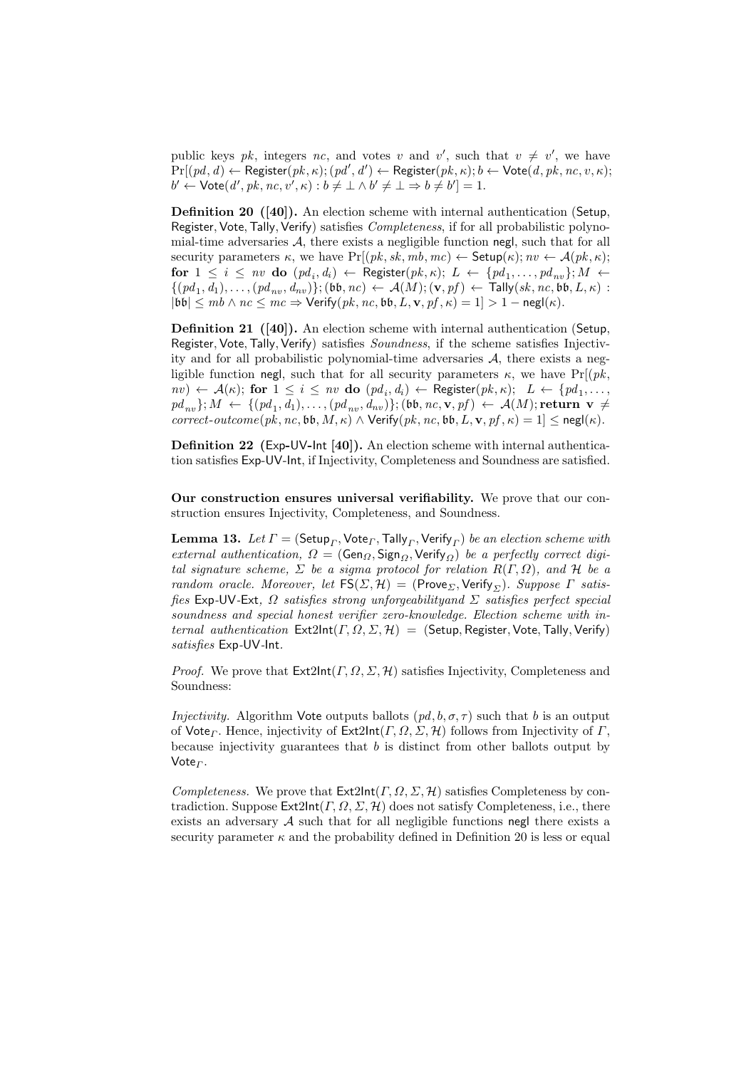public keys $pk$, integers $nc$, and votes $v$ and $v'$, such that $v \neq v'$, we have $\Pr[(pd, d) \leftarrow \mathsf{Register}(pk, \kappa); (pd', d') \leftarrow \mathsf{Register}(pk, \kappa); b \leftarrow \mathsf{Vote}(d, pk, nc, v, \kappa); b' \leftarrow \mathsf{Vote}(d', pk, nc, v', \kappa) : b \neq \perp \wedge b' \neq \perp \Rightarrow b \neq b'] = 1$.

**Definition 20 ([40]).** An election scheme with internal authentication (Setup, Register, Vote, Tally, Verify) satisfies *Completeness*, if for all probabilistic polynomial-time adversaries $\mathcal{A}$, there exists a negligible function negl, such that for all security parameters $\kappa$, we have $\Pr[(pk, sk, mb, mc) \leftarrow \mathsf{Setup}(\kappa); nv \leftarrow \mathcal{A}(pk, \kappa);$ **for** $1 \leq i \leq nv$ **do** $(pd_i, d_i) \leftarrow \mathsf{Register}(pk, \kappa);\ L \leftarrow \{pd_1, \ldots, pd_{nv}\}; M \leftarrow \{(pd_1, d_1), \ldots, (pd_{nv}, d_{nv})\}; (\mathfrak{bb}, nc) \leftarrow \mathcal{A}(M); (\mathbf{v}, pf) \leftarrow \mathsf{Tally}(sk, nc, \mathfrak{bb}, L, \kappa) : |\mathfrak{bb}| \leq mb \wedge nc \leq mc \Rightarrow \mathsf{Verify}(pk, nc, \mathfrak{bb}, L, \mathbf{v}, pf, \kappa) = 1] > 1 - \mathsf{negl}(\kappa)$.

**Definition 21 ([40]).** An election scheme with internal authentication (Setup, Register, Vote, Tally, Verify) satisfies *Soundness*, if the scheme satisfies Injectivity and for all probabilistic polynomial-time adversaries $\mathcal{A}$, there exists a negligible function negl, such that for all security parameters $\kappa$, we have $\Pr[(pk, nv) \leftarrow \mathcal{A}(\kappa);$ **for** $1 \leq i \leq nv$ **do** $(pd_i, d_i) \leftarrow \mathsf{Register}(pk, \kappa);\ L \leftarrow \{pd_1, \ldots, pd_{nv}\}; M \leftarrow \{(pd_1, d_1), \ldots, (pd_{nv}, d_{nv})\}; (\mathfrak{bb}, nc, \mathbf{v}, pf) \leftarrow \mathcal{A}(M);$ **return** $\mathbf{v} \neq$ *correct-outcome*$(pk, nc, \mathfrak{bb}, M, \kappa) \wedge \mathsf{Verify}(pk, nc, \mathfrak{bb}, L, \mathbf{v}, pf, \kappa) = 1] \leq \mathsf{negl}(\kappa)$.

**Definition 22 (Exp-UV-Int [40]).** An election scheme with internal authentication satisfies Exp-UV-Int, if Injectivity, Completeness and Soundness are satisfied.

**Our construction ensures universal verifiability.** We prove that our construction ensures Injectivity, Completeness, and Soundness.

**Lemma 13.** *Let $\Gamma = (\mathsf{Setup}_\Gamma, \mathsf{Vote}_\Gamma, \mathsf{Tally}_\Gamma, \mathsf{Verify}_\Gamma)$ be an election scheme with external authentication, $\Omega = (\mathsf{Gen}_\Omega, \mathsf{Sign}_\Omega, \mathsf{Verify}_\Omega)$ be a perfectly correct digital signature scheme, $\Sigma$ be a sigma protocol for relation $R(\Gamma, \Omega)$, and $\mathcal{H}$ be a random oracle. Moreover, let $\mathsf{FS}(\Sigma, \mathcal{H}) = (\mathsf{Prove}_\Sigma, \mathsf{Verify}_\Sigma)$. Suppose $\Gamma$ satisfies Exp-UV-Ext, $\Omega$ satisfies strong unforgeabilityand $\Sigma$ satisfies perfect special soundness and special honest verifier zero-knowledge. Election scheme with internal authentication $\mathsf{Ext2Int}(\Gamma, \Omega, \Sigma, \mathcal{H}) = (\mathsf{Setup}, \mathsf{Register}, \mathsf{Vote}, \mathsf{Tally}, \mathsf{Verify})$ satisfies Exp-UV-Int.*

*Proof.* We prove that $\mathsf{Ext2Int}(\Gamma, \Omega, \Sigma, \mathcal{H})$ satisfies Injectivity, Completeness and Soundness:

*Injectivity.* Algorithm Vote outputs ballots $(pd, b, \sigma, \tau)$ such that $b$ is an output of $\mathsf{Vote}_\Gamma$. Hence, injectivity of $\mathsf{Ext2Int}(\Gamma, \Omega, \Sigma, \mathcal{H})$ follows from Injectivity of $\Gamma$, because injectivity guarantees that $b$ is distinct from other ballots output by $\mathsf{Vote}_\Gamma$.

*Completeness.* We prove that $\mathsf{Ext2Int}(\Gamma, \Omega, \Sigma, \mathcal{H})$ satisfies Completeness by contradiction. Suppose $\mathsf{Ext2Int}(\Gamma, \Omega, \Sigma, \mathcal{H})$ does not satisfy Completeness, i.e., there exists an adversary $\mathcal{A}$ such that for all negligible functions negl there exists a security parameter $\kappa$ and the probability defined in Definition 20 is less or equal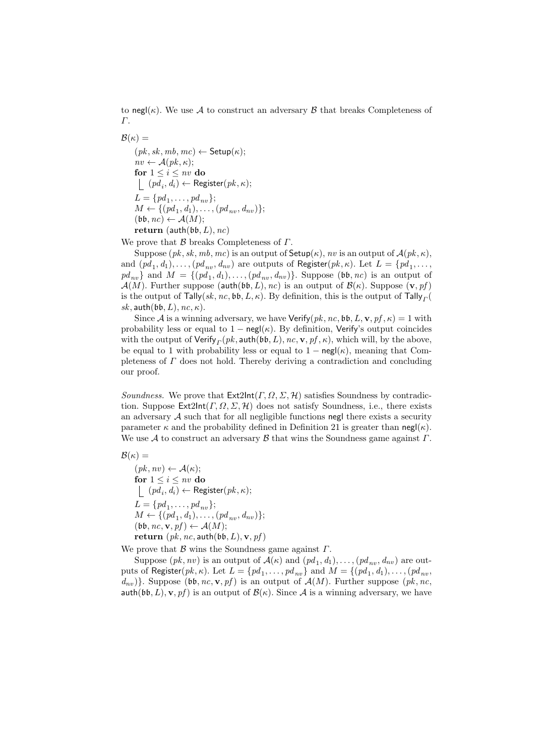to $\mathsf{negl}(\kappa)$. We use $\mathcal{A}$ to construct an adversary $\mathcal{B}$ that breaks Completeness of $\Gamma$.

$\mathcal{B}(\kappa) =$

$\quad (pk, sk, mb, mc) \leftarrow \mathsf{Setup}(\kappa)$;
$\quad nv \leftarrow \mathcal{A}(pk, \kappa)$;
$\quad$ **for** $1 \leq i \leq nv$ **do**
$\quad\quad (pd_i, d_i) \leftarrow \mathsf{Register}(pk, \kappa)$;
$\quad L = \{pd_1, \ldots, pd_{nv}\}$;
$\quad M \leftarrow \{(pd_1, d_1), \ldots, (pd_{nv}, d_{nv})\}$;
$\quad (\mathfrak{bb}, nc) \leftarrow \mathcal{A}(M)$;
$\quad$ **return** $(\mathsf{auth}(\mathfrak{bb}, L), nc)$

We prove that $\mathcal{B}$ breaks Completeness of $\Gamma$.

Suppose $(pk, sk, mb, mc)$ is an output of $\mathsf{Setup}(\kappa)$, $nv$ is an output of $\mathcal{A}(pk, \kappa)$, and $(pd_1, d_1), \ldots, (pd_{nv}, d_{nv})$ are outputs of $\mathsf{Register}(pk, \kappa)$. Let $L = \{pd_1, \ldots, pd_{nv}\}$ and $M = \{(pd_1, d_1), \ldots, (pd_{nv}, d_{nv})\}$. Suppose $(\mathfrak{bb}, nc)$ is an output of $\mathcal{A}(M)$. Further suppose $(\mathsf{auth}(\mathfrak{bb}, L), nc)$ is an output of $\mathcal{B}(\kappa)$. Suppose $(\mathbf{v}, pf)$ is the output of $\mathsf{Tally}(sk, nc, \mathfrak{bb}, L, \kappa)$. By definition, this is the output of $\mathsf{Tally}_\Gamma(sk, \mathsf{auth}(\mathfrak{bb}, L), nc, \kappa)$.

Since $\mathcal{A}$ is a winning adversary, we have $\mathsf{Verify}(pk, nc, \mathfrak{bb}, L, \mathbf{v}, pf, \kappa) = 1$ with probability less or equal to $1 - \mathsf{negl}(\kappa)$. By definition, $\mathsf{Verify}$'s output coincides with the output of $\mathsf{Verify}_\Gamma(pk, \mathsf{auth}(\mathfrak{bb}, L), nc, \mathbf{v}, pf, \kappa)$, which will, by the above, be equal to 1 with probability less or equal to $1 - \mathsf{negl}(\kappa)$, meaning that Completeness of $\Gamma$ does not hold. Thereby deriving a contradiction and concluding our proof.

*Soundness.* We prove that $\mathsf{Ext2Int}(\Gamma, \Omega, \Sigma, \mathcal{H})$ satisfies Soundness by contradiction. Suppose $\mathsf{Ext2Int}(\Gamma, \Omega, \Sigma, \mathcal{H})$ does not satisfy Soundness, i.e., there exists an adversary $\mathcal{A}$ such that for all negligible functions $\mathsf{negl}$ there exists a security parameter $\kappa$ and the probability defined in Definition 21 is greater than $\mathsf{negl}(\kappa)$. We use $\mathcal{A}$ to construct an adversary $\mathcal{B}$ that wins the Soundness game against $\Gamma$.

$\mathcal{B}(\kappa) =$

$\quad (pk, nv) \leftarrow \mathcal{A}(\kappa)$;
$\quad$ **for** $1 \leq i \leq nv$ **do**
$\quad\quad (pd_i, d_i) \leftarrow \mathsf{Register}(pk, \kappa)$;
$\quad L = \{pd_1, \ldots, pd_{nv}\}$;
$\quad M \leftarrow \{(pd_1, d_1), \ldots, (pd_{nv}, d_{nv})\}$;
$\quad (\mathfrak{bb}, nc, \mathbf{v}, pf) \leftarrow \mathcal{A}(M)$;
$\quad$ **return** $(pk, nc, \mathsf{auth}(\mathfrak{bb}, L), \mathbf{v}, pf)$

We prove that $\mathcal{B}$ wins the Soundness game against $\Gamma$.

Suppose $(pk, nv)$ is an output of $\mathcal{A}(\kappa)$ and $(pd_1, d_1), \ldots, (pd_{nv}, d_{nv})$ are outputs of $\mathsf{Register}(pk, \kappa)$. Let $L = \{pd_1, \ldots, pd_{nv}\}$ and $M = \{(pd_1, d_1), \ldots, (pd_{nv}, d_{nv})\}$. Suppose $(\mathfrak{bb}, nc, \mathbf{v}, pf)$ is an output of $\mathcal{A}(M)$. Further suppose $(pk, nc, \mathsf{auth}(\mathfrak{bb}, L), \mathbf{v}, pf)$ is an output of $\mathcal{B}(\kappa)$. Since $\mathcal{A}$ is a winning adversary, we have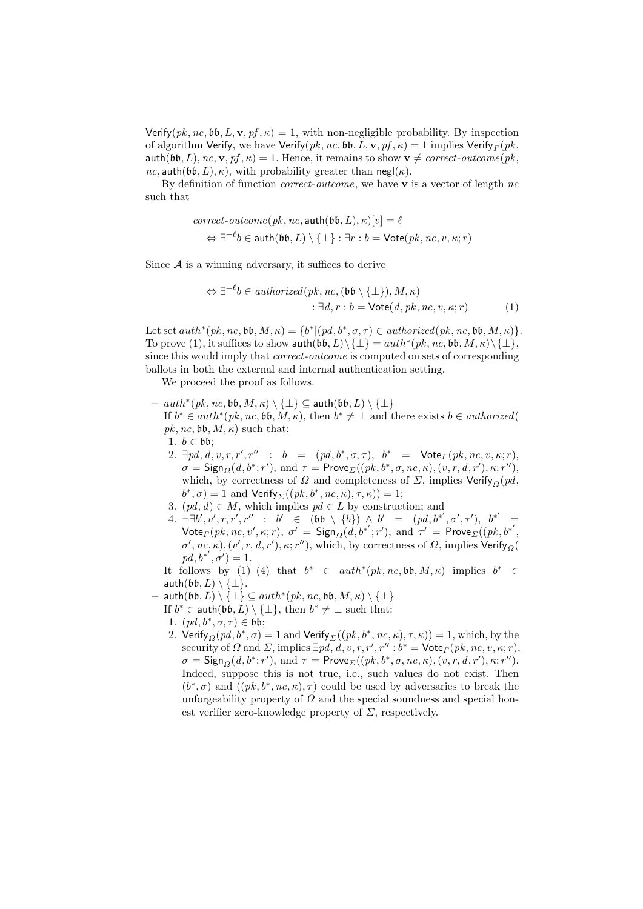$\mathsf{Verify}(pk, nc, \mathfrak{bb}, L, \mathbf{v}, pf, \kappa) = 1$, with non-negligible probability. By inspection of algorithm Verify, we have $\mathsf{Verify}(pk, nc, \mathfrak{bb}, L, \mathbf{v}, pf, \kappa) = 1$ implies $\mathsf{Verify}_\Gamma(pk, \mathsf{auth}(\mathfrak{bb}, L), nc, \mathbf{v}, pf, \kappa) = 1$. Hence, it remains to show $\mathbf{v} \neq \mathit{correct\text{-}outcome}(pk, nc, \mathsf{auth}(\mathfrak{bb}, L), \kappa)$, with probability greater than $\mathsf{negl}(\kappa)$.

By definition of function *correct-outcome*, we have $\mathbf{v}$ is a vector of length $nc$ such that

$$\mathit{correct\text{-}outcome}(pk, nc, \mathsf{auth}(\mathfrak{bb}, L), \kappa)[v] = \ell$$
$$\Leftrightarrow \exists^{=\ell} b \in \mathsf{auth}(\mathfrak{bb}, L) \setminus \{\perp\} : \exists r : b = \mathsf{Vote}(pk, nc, v, \kappa; r)$$

Since $\mathcal{A}$ is a winning adversary, it suffices to derive

$$\Leftrightarrow \exists^{=\ell} b \in \mathit{authorized}(pk, nc, (\mathfrak{bb} \setminus \{\perp\}), M, \kappa) : \exists d, r : b = \mathsf{Vote}(d, pk, nc, v, \kappa; r) \qquad (1)$$

Let set $\mathit{auth}^*(pk, nc, \mathfrak{bb}, M, \kappa) = \{b^* | (pd, b^*, \sigma, \tau) \in \mathit{authorized}(pk, nc, \mathfrak{bb}, M, \kappa)\}$. To prove (1), it suffices to show $\mathsf{auth}(\mathfrak{bb}, L) \setminus \{\perp\} = \mathit{auth}^*(pk, nc, \mathfrak{bb}, M, \kappa) \setminus \{\perp\}$, since this would imply that *correct-outcome* is computed on sets of corresponding ballots in both the external and internal authentication setting.

We proceed the proof as follows.

- $\mathit{auth}^*(pk, nc, \mathfrak{bb}, M, \kappa) \setminus \{\perp\} \subseteq \mathsf{auth}(\mathfrak{bb}, L) \setminus \{\perp\}$
  If $b^* \in \mathit{auth}^*(pk, nc, \mathfrak{bb}, M, \kappa)$, then $b^* \neq \perp$ and there exists $b \in \mathit{authorized}(pk, nc, \mathfrak{bb}, M, \kappa)$ such that:
  1. $b \in \mathfrak{bb}$;
  2. $\exists pd, d, v, r, r', r'' : b = (pd, b^*, \sigma, \tau)$, $b^* = \mathsf{Vote}_\Gamma(pk, nc, v, \kappa; r)$, $\sigma = \mathsf{Sign}_\Omega(d, b^*; r')$, and $\tau = \mathsf{Prove}_\Sigma((pk, b^*, \sigma, nc, \kappa), (v, r, d, r'), \kappa; r'')$, which, by correctness of $\Omega$ and completeness of $\Sigma$, implies $\mathsf{Verify}_\Omega(pd, b^*, \sigma) = 1$ and $\mathsf{Verify}_\Sigma((pk, b^*, nc, \kappa), \tau, \kappa)) = 1$;
  3. $(pd, d) \in M$, which implies $pd \in L$ by construction; and
  4. $\neg \exists b', v', r, r', r'' : b' \in (\mathfrak{bb} \setminus \{b\}) \wedge b' = (pd, b^{*'}, \sigma', \tau')$, $b^{*'} = \mathsf{Vote}_\Gamma(pk, nc, v', \kappa; r)$, $\sigma' = \mathsf{Sign}_\Omega(d, b^{*'}; r')$, and $\tau' = \mathsf{Prove}_\Sigma((pk, b^{*'}, \sigma', nc, \kappa), (v', r, d, r'), \kappa; r'')$, which, by correctness of $\Omega$, implies $\mathsf{Verify}_\Omega(pd, b^{*'}, \sigma') = 1$.

  It follows by (1)–(4) that $b^* \in \mathit{auth}^*(pk, nc, \mathfrak{bb}, M, \kappa)$ implies $b^* \in \mathsf{auth}(\mathfrak{bb}, L) \setminus \{\perp\}$.
- $\mathsf{auth}(\mathfrak{bb}, L) \setminus \{\perp\} \subseteq \mathit{auth}^*(pk, nc, \mathfrak{bb}, M, \kappa) \setminus \{\perp\}$
  If $b^* \in \mathsf{auth}(\mathfrak{bb}, L) \setminus \{\perp\}$, then $b^* \neq \perp$ such that:
  1. $(pd, b^*, \sigma, \tau) \in \mathfrak{bb}$;
  2. $\mathsf{Verify}_\Omega(pd, b^*, \sigma) = 1$ and $\mathsf{Verify}_\Sigma((pk, b^*, nc, \kappa), \tau, \kappa)) = 1$, which, by the security of $\Omega$ and $\Sigma$, implies $\exists pd, d, v, r, r', r'' : b^* = \mathsf{Vote}_\Gamma(pk, nc, v, \kappa; r)$, $\sigma = \mathsf{Sign}_\Omega(d, b^*; r')$, and $\tau = \mathsf{Prove}_\Sigma((pk, b^*, \sigma, nc, \kappa), (v, r, d, r'), \kappa; r'')$. Indeed, suppose this is not true, i.e., such values do not exist. Then $(b^*, \sigma)$ and $((pk, b^*, nc, \kappa), \tau)$ could be used by adversaries to break the unforgeability property of $\Omega$ and the special soundness and special honest verifier zero-knowledge property of $\Sigma$, respectively.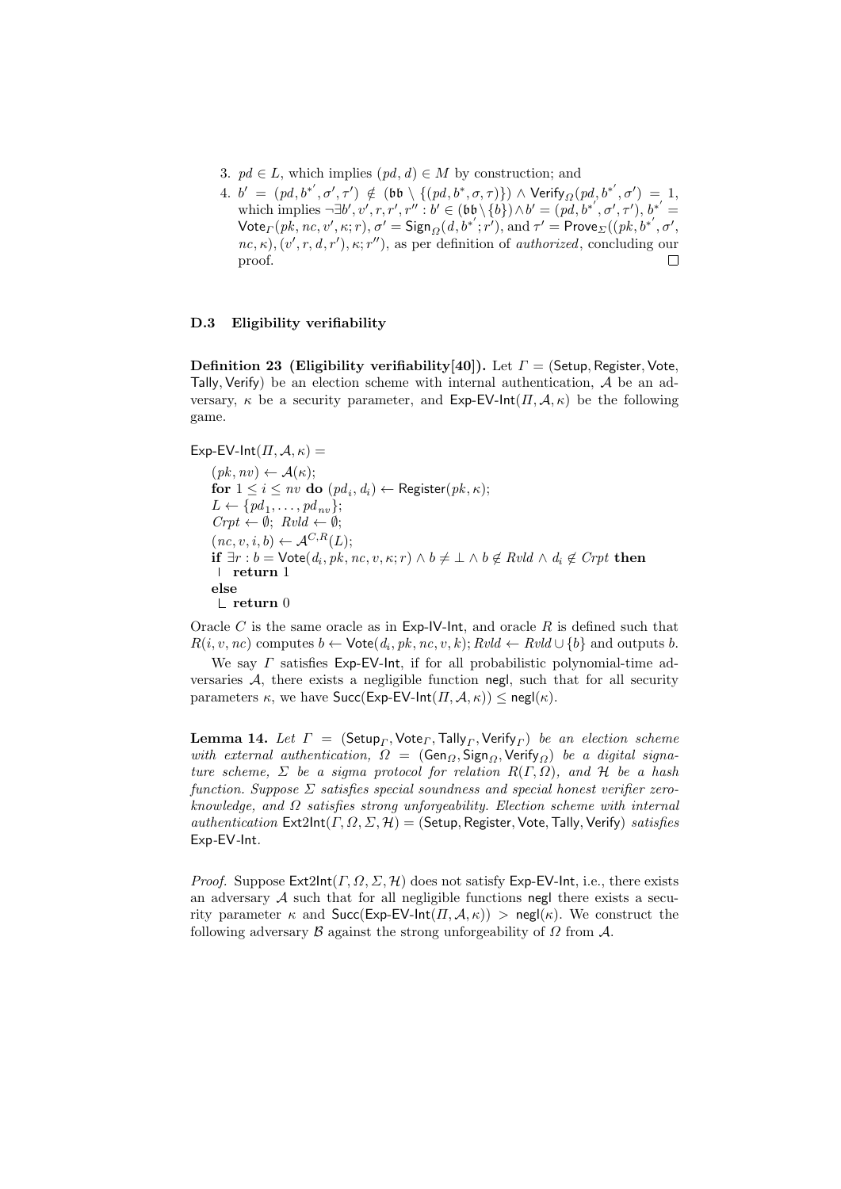3. $pd \in L$, which implies $(pd, d) \in M$ by construction; and
4. $b' = (pd, b^{*'}, \sigma', \tau') \notin (\mathfrak{bb} \setminus \{(pd, b^*, \sigma, \tau)\}) \wedge \mathsf{Verify}_\Omega(pd, b^{*'}, \sigma') = 1$, which implies $\neg\exists b', v', r, r', r'' : b' \in (\mathfrak{bb} \setminus \{b\}) \wedge b' = (pd, b^{*'}, \sigma', \tau'), b^{*'} = \mathsf{Vote}_\Gamma(pk, nc, v', \kappa; r), \sigma' = \mathsf{Sign}_\Omega(d, b^{*'}; r')$, and $\tau' = \mathsf{Prove}_\Sigma((pk, b^{*'}, \sigma', nc, \kappa), (v', r, d, r'), \kappa; r'')$, as per definition of *authorized*, concluding our proof. $\square$

### D.3 Eligibility verifiability

**Definition 23 (Eligibility verifiability[40]).** Let $\Gamma = (\mathsf{Setup}, \mathsf{Register}, \mathsf{Vote}, \mathsf{Tally}, \mathsf{Verify})$ be an election scheme with internal authentication, $\mathcal{A}$ be an adversary, $\kappa$ be a security parameter, and $\mathsf{Exp\text{-}EV\text{-}Int}(\Pi, \mathcal{A}, \kappa)$ be the following game.

$\mathsf{Exp\text{-}EV\text{-}Int}(\Pi, \mathcal{A}, \kappa) =$

$(pk, nv) \leftarrow \mathcal{A}(\kappa)$;
**for** $1 \leq i \leq nv$ **do** $(pd_i, d_i) \leftarrow \mathsf{Register}(pk, \kappa)$;
$L \leftarrow \{pd_1, \ldots, pd_{nv}\}$;
$Crpt \leftarrow \emptyset$; $Rvld \leftarrow \emptyset$;
$(nc, v, i, b) \leftarrow \mathcal{A}^{C,R}(L)$;
**if** $\exists r : b = \mathsf{Vote}(d_i, pk, nc, v, \kappa; r) \wedge b \neq \perp \wedge b \notin Rvld \wedge d_i \notin Crpt$ **then**
  **return** 1
**else**
  **return** 0

Oracle $C$ is the same oracle as in $\mathsf{Exp\text{-}IV\text{-}Int}$, and oracle $R$ is defined such that $R(i, v, nc)$ computes $b \leftarrow \mathsf{Vote}(d_i, pk, nc, v, k)$; $Rvld \leftarrow Rvld \cup \{b\}$ and outputs $b$.

We say $\Gamma$ satisfies $\mathsf{Exp\text{-}EV\text{-}Int}$, if for all probabilistic polynomial-time adversaries $\mathcal{A}$, there exists a negligible function $\mathsf{negl}$, such that for all security parameters $\kappa$, we have $\mathsf{Succ}(\mathsf{Exp\text{-}EV\text{-}Int}(\Pi, \mathcal{A}, \kappa)) \leq \mathsf{negl}(\kappa)$.

**Lemma 14.** *Let $\Gamma = (\mathsf{Setup}_\Gamma, \mathsf{Vote}_\Gamma, \mathsf{Tally}_\Gamma, \mathsf{Verify}_\Gamma)$ be an election scheme with external authentication, $\Omega = (\mathsf{Gen}_\Omega, \mathsf{Sign}_\Omega, \mathsf{Verify}_\Omega)$ be a digital signature scheme, $\Sigma$ be a sigma protocol for relation $R(\Gamma, \Omega)$, and $\mathcal{H}$ be a hash function. Suppose $\Sigma$ satisfies special soundness and special honest verifier zero-knowledge, and $\Omega$ satisfies strong unforgeability. Election scheme with internal authentication $\mathsf{Ext2Int}(\Gamma, \Omega, \Sigma, \mathcal{H}) = (\mathsf{Setup}, \mathsf{Register}, \mathsf{Vote}, \mathsf{Tally}, \mathsf{Verify})$ satisfies $\mathsf{Exp\text{-}EV\text{-}Int}$.*

*Proof.* Suppose $\mathsf{Ext2Int}(\Gamma, \Omega, \Sigma, \mathcal{H})$ does not satisfy $\mathsf{Exp\text{-}EV\text{-}Int}$, i.e., there exists an adversary $\mathcal{A}$ such that for all negligible functions $\mathsf{negl}$ there exists a security parameter $\kappa$ and $\mathsf{Succ}(\mathsf{Exp\text{-}EV\text{-}Int}(\Pi, \mathcal{A}, \kappa)) > \mathsf{negl}(\kappa)$. We construct the following adversary $\mathcal{B}$ against the strong unforgeability of $\Omega$ from $\mathcal{A}$.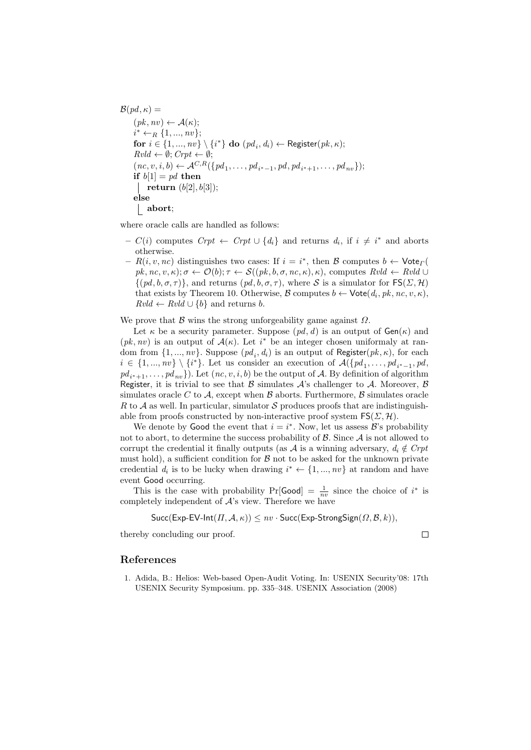$\mathcal{B}(pd, \kappa) =$

$\quad (pk, nv) \leftarrow \mathcal{A}(\kappa);$
$\quad i^* \leftarrow_R \{1, ..., nv\};$
$\quad$ **for** $i \in \{1, ..., nv\} \setminus \{i^*\}$ **do** $(pd_i, d_i) \leftarrow \mathsf{Register}(pk, \kappa);$
$\quad Rvld \leftarrow \emptyset; Crpt \leftarrow \emptyset;$
$\quad (nc, v, i, b) \leftarrow \mathcal{A}^{C,R}(\{pd_1, \ldots, pd_{i^*-1}, pd, pd_{i^*+1}, \ldots, pd_{nv}\});$
$\quad$ **if** $b[1] = pd$ **then**
$\quad\quad$ **return** $(b[2], b[3]);$
$\quad$ **else**
$\quad\quad$ **abort**;

where oracle calls are handled as follows:

- $C(i)$ computes $Crpt \leftarrow Crpt \cup \{d_i\}$ and returns $d_i$, if $i \neq i^*$ and aborts otherwise.
- $R(i, v, nc)$ distinguishes two cases: If $i = i^*$, then $\mathcal{B}$ computes $b \leftarrow \mathsf{Vote}_\Gamma(pk, nc, v, \kappa); \sigma \leftarrow \mathcal{O}(b); \tau \leftarrow \mathcal{S}((pk, b, \sigma, nc, \kappa), \kappa)$, computes $Rvld \leftarrow Rvld \cup \{(pd, b, \sigma, \tau)\}$, and returns $(pd, b, \sigma, \tau)$, where $\mathcal{S}$ is a simulator for $\mathsf{FS}(\Sigma, \mathcal{H})$ that exists by Theorem 10. Otherwise, $\mathcal{B}$ computes $b \leftarrow \mathsf{Vote}(d_i, pk, nc, v, \kappa)$, $Rvld \leftarrow Rvld \cup \{b\}$ and returns $b$.

We prove that $\mathcal{B}$ wins the strong unforgeability game against $\Omega$.

Let $\kappa$ be a security parameter. Suppose $(pd, d)$ is an output of $\mathsf{Gen}(\kappa)$ and $(pk, nv)$ is an output of $\mathcal{A}(\kappa)$. Let $i^*$ be an integer chosen uniformaly at random from $\{1, ..., nv\}$. Suppose $(pd_i, d_i)$ is an output of $\mathsf{Register}(pk, \kappa)$, for each $i \in \{1, ..., nv\} \setminus \{i^*\}$. Let us consider an execution of $\mathcal{A}(\{pd_1, \ldots, pd_{i^*-1}, pd, pd_{i^*+1}, \ldots, pd_{nv}\})$. Let $(nc, v, i, b)$ be the output of $\mathcal{A}$. By definition of algorithm Register, it is trivial to see that $\mathcal{B}$ simulates $\mathcal{A}$'s challenger to $\mathcal{A}$. Moreover, $\mathcal{B}$ simulates oracle $C$ to $\mathcal{A}$, except when $\mathcal{B}$ aborts. Furthermore, $\mathcal{B}$ simulates oracle $R$ to $\mathcal{A}$ as well. In particular, simulator $\mathcal{S}$ produces proofs that are indistinguishable from proofs constructed by non-interactive proof system $\mathsf{FS}(\Sigma, \mathcal{H})$.

We denote by Good the event that $i = i^*$. Now, let us assess $\mathcal{B}$'s probability not to abort, to determine the success probability of $\mathcal{B}$. Since $\mathcal{A}$ is not allowed to corrupt the credential it finally outputs (as $\mathcal{A}$ is a winning adversary, $d_i \notin Crpt$ must hold), a sufficient condition for $\mathcal{B}$ not to be asked for the unknown private credential $d_i$ is to be lucky when drawing $i^* \leftarrow \{1, ..., nv\}$ at random and have event Good occurring.

This is the case with probability $\Pr[\mathsf{Good}] = \frac{1}{nv}$ since the choice of $i^*$ is completely independent of $\mathcal{A}$'s view. Therefore we have

$$\mathsf{Succ}(\mathsf{Exp\text{-}EV\text{-}Int}(\Pi, \mathcal{A}, \kappa)) \leq nv \cdot \mathsf{Succ}(\mathsf{Exp\text{-}StrongSign}(\Omega, \mathcal{B}, k)),$$

thereby concluding our proof. □

## References

1. Adida, B.: Helios: Web-based Open-Audit Voting. In: USENIX Security'08: 17th USENIX Security Symposium. pp. 335–348. USENIX Association (2008)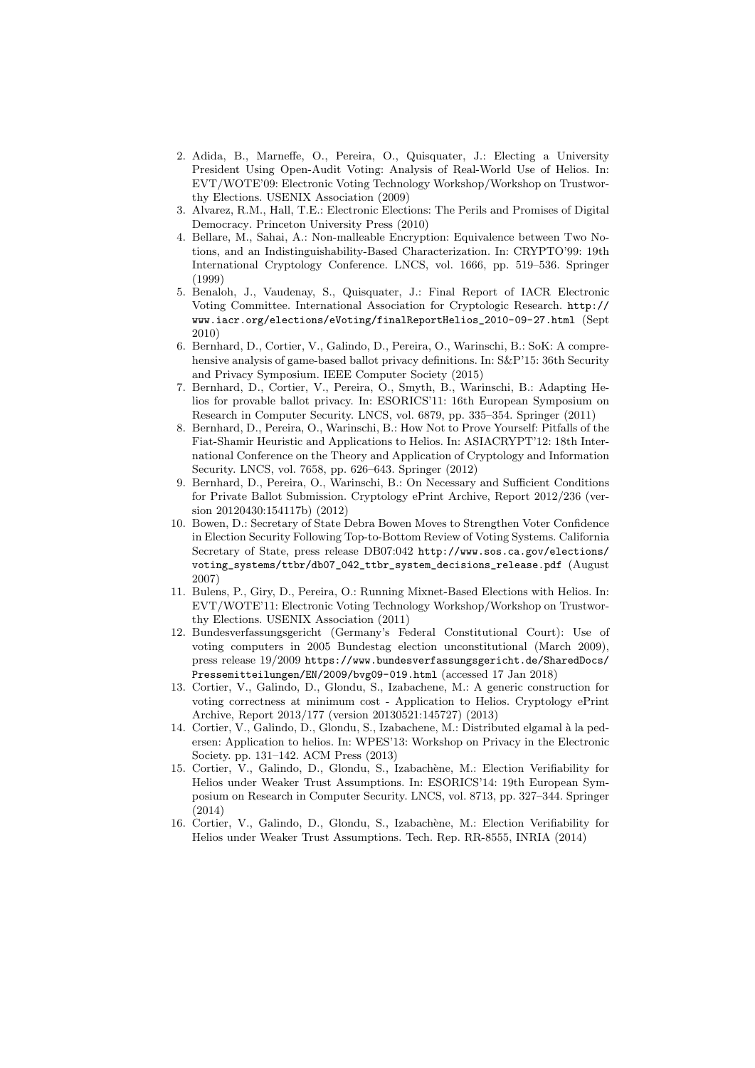2. Adida, B., Marneffe, O., Pereira, O., Quisquater, J.: Electing a University President Using Open-Audit Voting: Analysis of Real-World Use of Helios. In: EVT/WOTE'09: Electronic Voting Technology Workshop/Workshop on Trustworthy Elections. USENIX Association (2009)
3. Alvarez, R.M., Hall, T.E.: Electronic Elections: The Perils and Promises of Digital Democracy. Princeton University Press (2010)
4. Bellare, M., Sahai, A.: Non-malleable Encryption: Equivalence between Two Notions, and an Indistinguishability-Based Characterization. In: CRYPTO'99: 19th International Cryptology Conference. LNCS, vol. 1666, pp. 519–536. Springer (1999)
5. Benaloh, J., Vaudenay, S., Quisquater, J.: Final Report of IACR Electronic Voting Committee. International Association for Cryptologic Research. `http://www.iacr.org/elections/eVoting/finalReportHelios_2010-09-27.html` (Sept 2010)
6. Bernhard, D., Cortier, V., Galindo, D., Pereira, O., Warinschi, B.: SoK: A comprehensive analysis of game-based ballot privacy definitions. In: S&P'15: 36th Security and Privacy Symposium. IEEE Computer Society (2015)
7. Bernhard, D., Cortier, V., Pereira, O., Smyth, B., Warinschi, B.: Adapting Helios for provable ballot privacy. In: ESORICS'11: 16th European Symposium on Research in Computer Security. LNCS, vol. 6879, pp. 335–354. Springer (2011)
8. Bernhard, D., Pereira, O., Warinschi, B.: How Not to Prove Yourself: Pitfalls of the Fiat-Shamir Heuristic and Applications to Helios. In: ASIACRYPT'12: 18th International Conference on the Theory and Application of Cryptology and Information Security. LNCS, vol. 7658, pp. 626–643. Springer (2012)
9. Bernhard, D., Pereira, O., Warinschi, B.: On Necessary and Sufficient Conditions for Private Ballot Submission. Cryptology ePrint Archive, Report 2012/236 (version 20120430:154117b) (2012)
10. Bowen, D.: Secretary of State Debra Bowen Moves to Strengthen Voter Confidence in Election Security Following Top-to-Bottom Review of Voting Systems. California Secretary of State, press release DB07:042 `http://www.sos.ca.gov/elections/voting_systems/ttbr/db07_042_ttbr_system_decisions_release.pdf` (August 2007)
11. Bulens, P., Giry, D., Pereira, O.: Running Mixnet-Based Elections with Helios. In: EVT/WOTE'11: Electronic Voting Technology Workshop/Workshop on Trustworthy Elections. USENIX Association (2011)
12. Bundesverfassungsgericht (Germany's Federal Constitutional Court): Use of voting computers in 2005 Bundestag election unconstitutional (March 2009), press release 19/2009 `https://www.bundesverfassungsgericht.de/SharedDocs/Pressemitteilungen/EN/2009/bvg09-019.html` (accessed 17 Jan 2018)
13. Cortier, V., Galindo, D., Glondu, S., Izabachene, M.: A generic construction for voting correctness at minimum cost - Application to Helios. Cryptology ePrint Archive, Report 2013/177 (version 20130521:145727) (2013)
14. Cortier, V., Galindo, D., Glondu, S., Izabachene, M.: Distributed elgamal à la pedersen: Application to helios. In: WPES'13: Workshop on Privacy in the Electronic Society. pp. 131–142. ACM Press (2013)
15. Cortier, V., Galindo, D., Glondu, S., Izabachène, M.: Election Verifiability for Helios under Weaker Trust Assumptions. In: ESORICS'14: 19th European Symposium on Research in Computer Security. LNCS, vol. 8713, pp. 327–344. Springer (2014)
16. Cortier, V., Galindo, D., Glondu, S., Izabachène, M.: Election Verifiability for Helios under Weaker Trust Assumptions. Tech. Rep. RR-8555, INRIA (2014)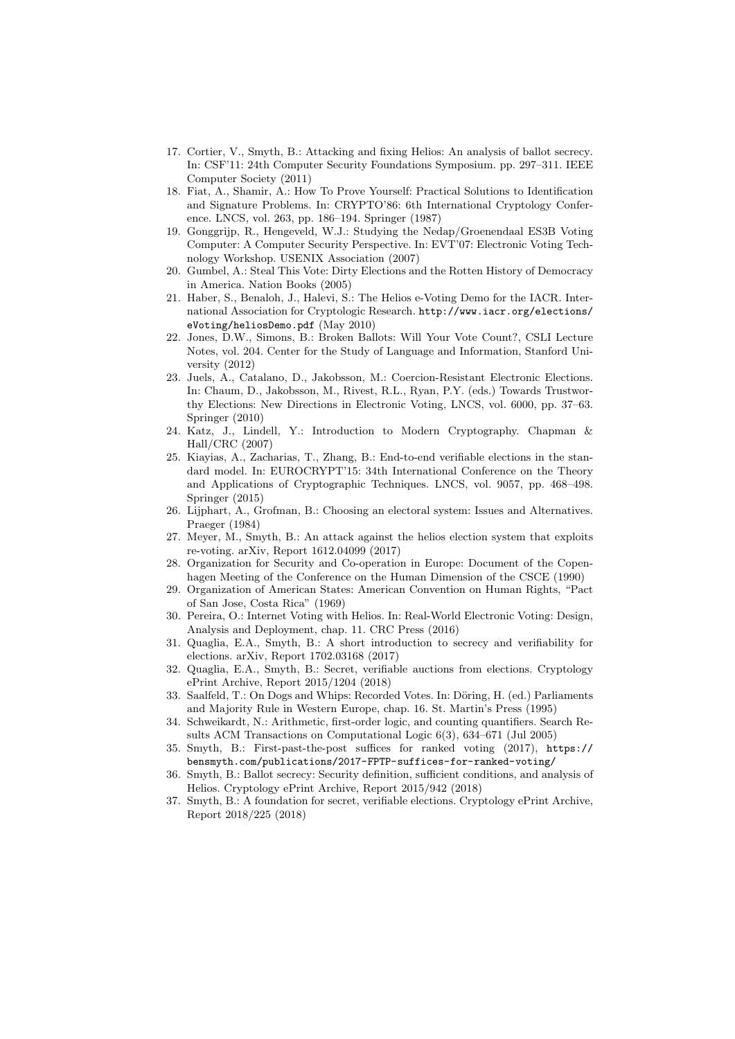17. Cortier, V., Smyth, B.: Attacking and fixing Helios: An analysis of ballot secrecy. In: CSF'11: 24th Computer Security Foundations Symposium. pp. 297–311. IEEE Computer Society (2011)
18. Fiat, A., Shamir, A.: How To Prove Yourself: Practical Solutions to Identification and Signature Problems. In: CRYPTO'86: 6th International Cryptology Conference. LNCS, vol. 263, pp. 186–194. Springer (1987)
19. Gonggrijp, R., Hengeveld, W.J.: Studying the Nedap/Groenendaal ES3B Voting Computer: A Computer Security Perspective. In: EVT'07: Electronic Voting Technology Workshop. USENIX Association (2007)
20. Gumbel, A.: Steal This Vote: Dirty Elections and the Rotten History of Democracy in America. Nation Books (2005)
21. Haber, S., Benaloh, J., Halevi, S.: The Helios e-Voting Demo for the IACR. International Association for Cryptologic Research. `http://www.iacr.org/elections/eVoting/heliosDemo.pdf` (May 2010)
22. Jones, D.W., Simons, B.: Broken Ballots: Will Your Vote Count?, CSLI Lecture Notes, vol. 204. Center for the Study of Language and Information, Stanford University (2012)
23. Juels, A., Catalano, D., Jakobsson, M.: Coercion-Resistant Electronic Elections. In: Chaum, D., Jakobsson, M., Rivest, R.L., Ryan, P.Y. (eds.) Towards Trustworthy Elections: New Directions in Electronic Voting, LNCS, vol. 6000, pp. 37–63. Springer (2010)
24. Katz, J., Lindell, Y.: Introduction to Modern Cryptography. Chapman & Hall/CRC (2007)
25. Kiayias, A., Zacharias, T., Zhang, B.: End-to-end verifiable elections in the standard model. In: EUROCRYPT'15: 34th International Conference on the Theory and Applications of Cryptographic Techniques. LNCS, vol. 9057, pp. 468–498. Springer (2015)
26. Lijphart, A., Grofman, B.: Choosing an electoral system: Issues and Alternatives. Praeger (1984)
27. Meyer, M., Smyth, B.: An attack against the helios election system that exploits re-voting. arXiv, Report 1612.04099 (2017)
28. Organization for Security and Co-operation in Europe: Document of the Copenhagen Meeting of the Conference on the Human Dimension of the CSCE (1990)
29. Organization of American States: American Convention on Human Rights, "Pact of San Jose, Costa Rica" (1969)
30. Pereira, O.: Internet Voting with Helios. In: Real-World Electronic Voting: Design, Analysis and Deployment, chap. 11. CRC Press (2016)
31. Quaglia, E.A., Smyth, B.: A short introduction to secrecy and verifiability for elections. arXiv, Report 1702.03168 (2017)
32. Quaglia, E.A., Smyth, B.: Secret, verifiable auctions from elections. Cryptology ePrint Archive, Report 2015/1204 (2018)
33. Saalfeld, T.: On Dogs and Whips: Recorded Votes. In: Döring, H. (ed.) Parliaments and Majority Rule in Western Europe, chap. 16. St. Martin's Press (1995)
34. Schweikardt, N.: Arithmetic, first-order logic, and counting quantifiers. Search Results ACM Transactions on Computational Logic 6(3), 634–671 (Jul 2005)
35. Smyth, B.: First-past-the-post suffices for ranked voting (2017), `https://bensmyth.com/publications/2017-FPTP-suffices-for-ranked-voting/`
36. Smyth, B.: Ballot secrecy: Security definition, sufficient conditions, and analysis of Helios. Cryptology ePrint Archive, Report 2015/942 (2018)
37. Smyth, B.: A foundation for secret, verifiable elections. Cryptology ePrint Archive, Report 2018/225 (2018)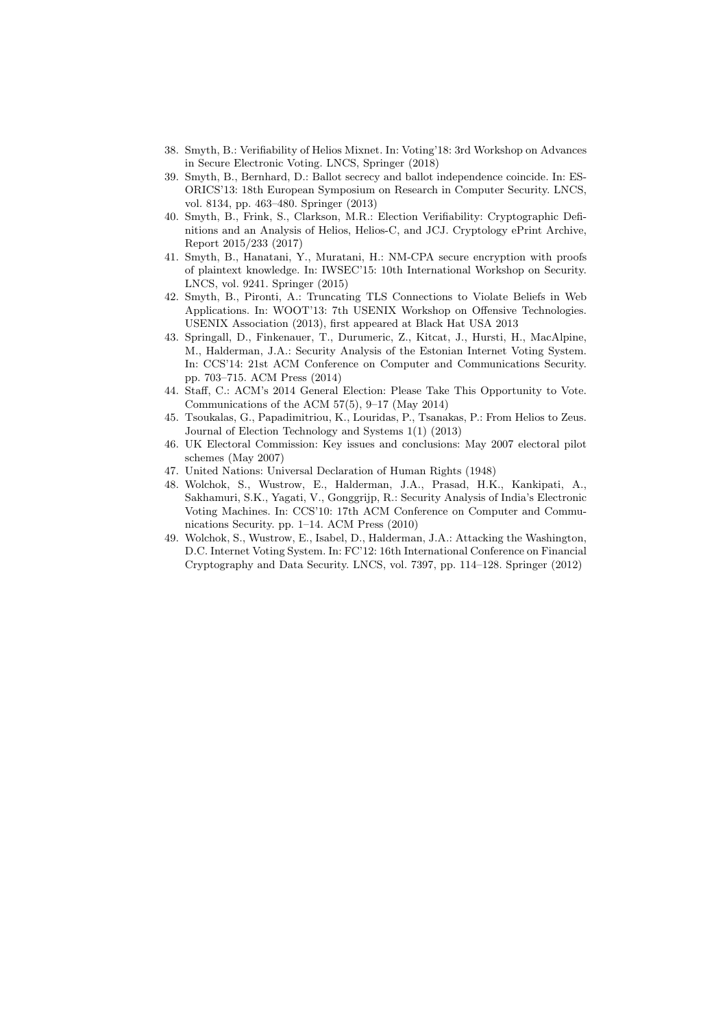38. Smyth, B.: Verifiability of Helios Mixnet. In: Voting'18: 3rd Workshop on Advances in Secure Electronic Voting. LNCS, Springer (2018)
39. Smyth, B., Bernhard, D.: Ballot secrecy and ballot independence coincide. In: ESORICS'13: 18th European Symposium on Research in Computer Security. LNCS, vol. 8134, pp. 463–480. Springer (2013)
40. Smyth, B., Frink, S., Clarkson, M.R.: Election Verifiability: Cryptographic Definitions and an Analysis of Helios, Helios-C, and JCJ. Cryptology ePrint Archive, Report 2015/233 (2017)
41. Smyth, B., Hanatani, Y., Muratani, H.: NM-CPA secure encryption with proofs of plaintext knowledge. In: IWSEC'15: 10th International Workshop on Security. LNCS, vol. 9241. Springer (2015)
42. Smyth, B., Pironti, A.: Truncating TLS Connections to Violate Beliefs in Web Applications. In: WOOT'13: 7th USENIX Workshop on Offensive Technologies. USENIX Association (2013), first appeared at Black Hat USA 2013
43. Springall, D., Finkenauer, T., Durumeric, Z., Kitcat, J., Hursti, H., MacAlpine, M., Halderman, J.A.: Security Analysis of the Estonian Internet Voting System. In: CCS'14: 21st ACM Conference on Computer and Communications Security. pp. 703–715. ACM Press (2014)
44. Staff, C.: ACM's 2014 General Election: Please Take This Opportunity to Vote. Communications of the ACM 57(5), 9–17 (May 2014)
45. Tsoukalas, G., Papadimitriou, K., Louridas, P., Tsanakas, P.: From Helios to Zeus. Journal of Election Technology and Systems 1(1) (2013)
46. UK Electoral Commission: Key issues and conclusions: May 2007 electoral pilot schemes (May 2007)
47. United Nations: Universal Declaration of Human Rights (1948)
48. Wolchok, S., Wustrow, E., Halderman, J.A., Prasad, H.K., Kankipati, A., Sakhamuri, S.K., Yagati, V., Gonggrijp, R.: Security Analysis of India's Electronic Voting Machines. In: CCS'10: 17th ACM Conference on Computer and Communications Security. pp. 1–14. ACM Press (2010)
49. Wolchok, S., Wustrow, E., Isabel, D., Halderman, J.A.: Attacking the Washington, D.C. Internet Voting System. In: FC'12: 16th International Conference on Financial Cryptography and Data Security. LNCS, vol. 7397, pp. 114–128. Springer (2012)